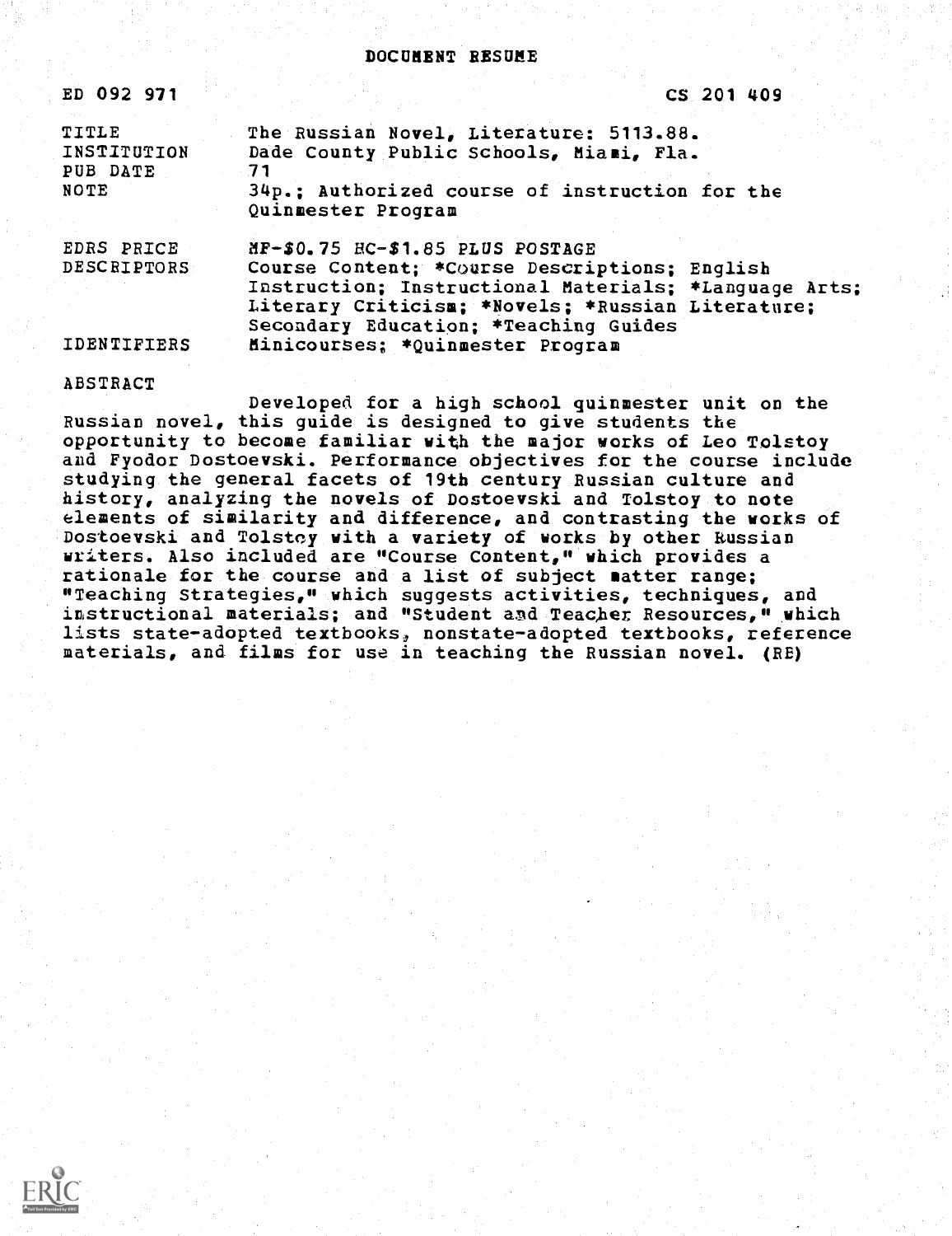# DOCUMENT RESUME

ED 092 971 CS 201 409

| | |
|---|---|
| TITLE | The Russian Novel, Literature: 5113.88. |
| INSTITUTION | Dade County Public Schools, Miami, Fla. |
| PUB DATE | 71 |
| NOTE | 34p.; Authorized course of instruction for the Quinmester Program |
| EDRS PRICE | MF-$0.75 HC-$1.85 PLUS POSTAGE |
| DESCRIPTORS | Course Content; *Course Descriptions; English Instruction; Instructional Materials; *Language Arts; Literary Criticism; *Novels; *Russian Literature; Secondary Education; *Teaching Guides |
| IDENTIFIERS | Minicourses; *Quinmester Program |

## ABSTRACT

Developed for a high school quinmester unit on the Russian novel, this guide is designed to give students the opportunity to become familiar with the major works of Leo Tolstoy and Fyodor Dostoevski. Performance objectives for the course include studying the general facets of 19th century Russian culture and history, analyzing the novels of Dostoevski and Tolstoy to note elements of similarity and difference, and contrasting the works of Dostoevski and Tolstoy with a variety of works by other Russian writers. Also included are "Course Content," which provides a rationale for the course and a list of subject matter range; "Teaching Strategies," which suggests activities, techniques, and instructional materials; and "Student and Teacher Resources," which lists state-adopted textbooks, nonstate-adopted textbooks, reference materials, and films for use in teaching the Russian novel. (RB)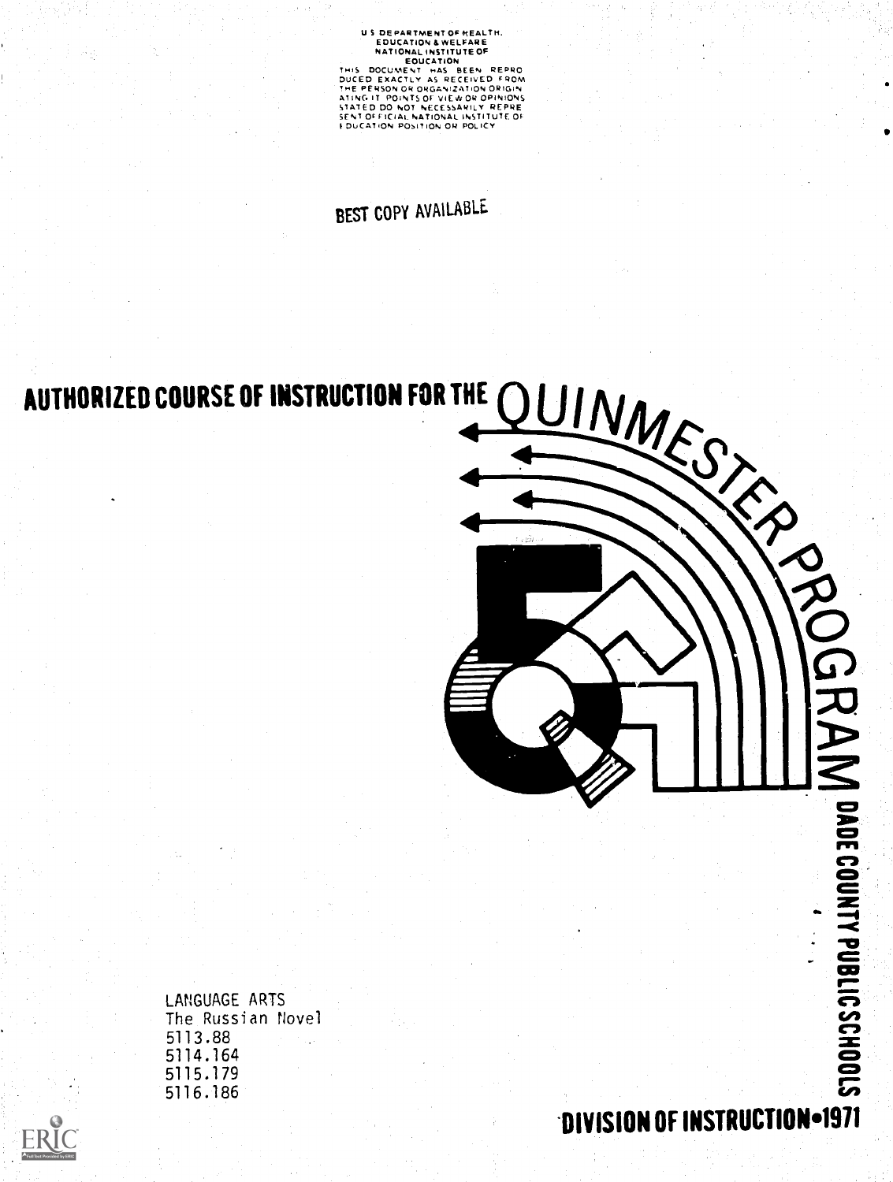U S DEPARTMENT OF HEALTH, EDUCATION & WELFARE
NATIONAL INSTITUTE OF EDUCATION
THIS DOCUMENT HAS BEEN REPRODUCED EXACTLY AS RECEIVED FROM THE PERSON OR ORGANIZATION ORIGINATING IT. POINTS OF VIEW OR OPINIONS STATED DO NOT NECESSARILY REPRESENT OFFICIAL NATIONAL INSTITUTE OF EDUCATION POSITION OR POLICY

BEST COPY AVAILABLE

# AUTHORIZED COURSE OF INSTRUCTION FOR THE QUINMESTER PROGRAM

DADE COUNTY PUBLIC SCHOOLS

LANGUAGE ARTS
The Russian Novel
5113.88
5114.164
5115.179
5116.186

DIVISION OF INSTRUCTION•1971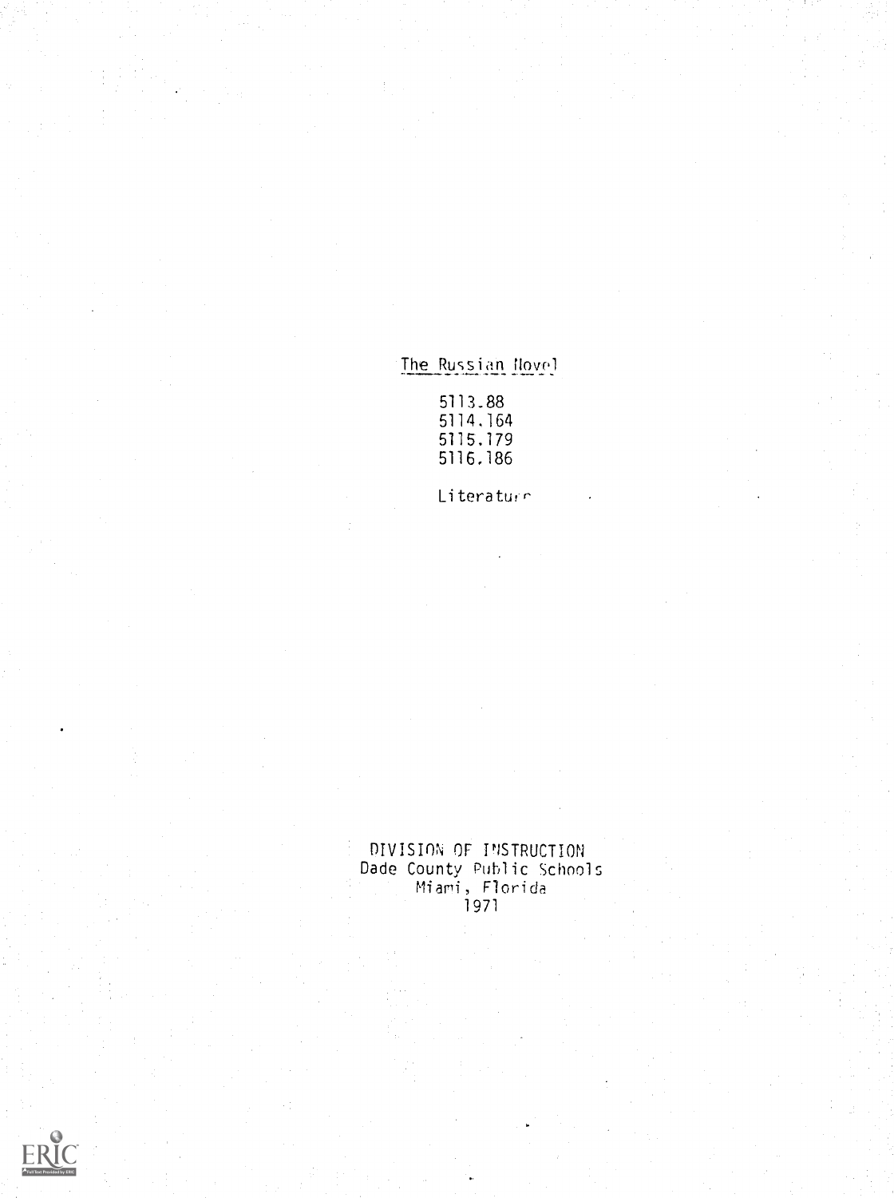# The Russian Novel

5113.88
5114.164
5115.179
5116.186

Literature

DIVISION OF INSTRUCTION
Dade County Public Schools
Miami, Florida
1971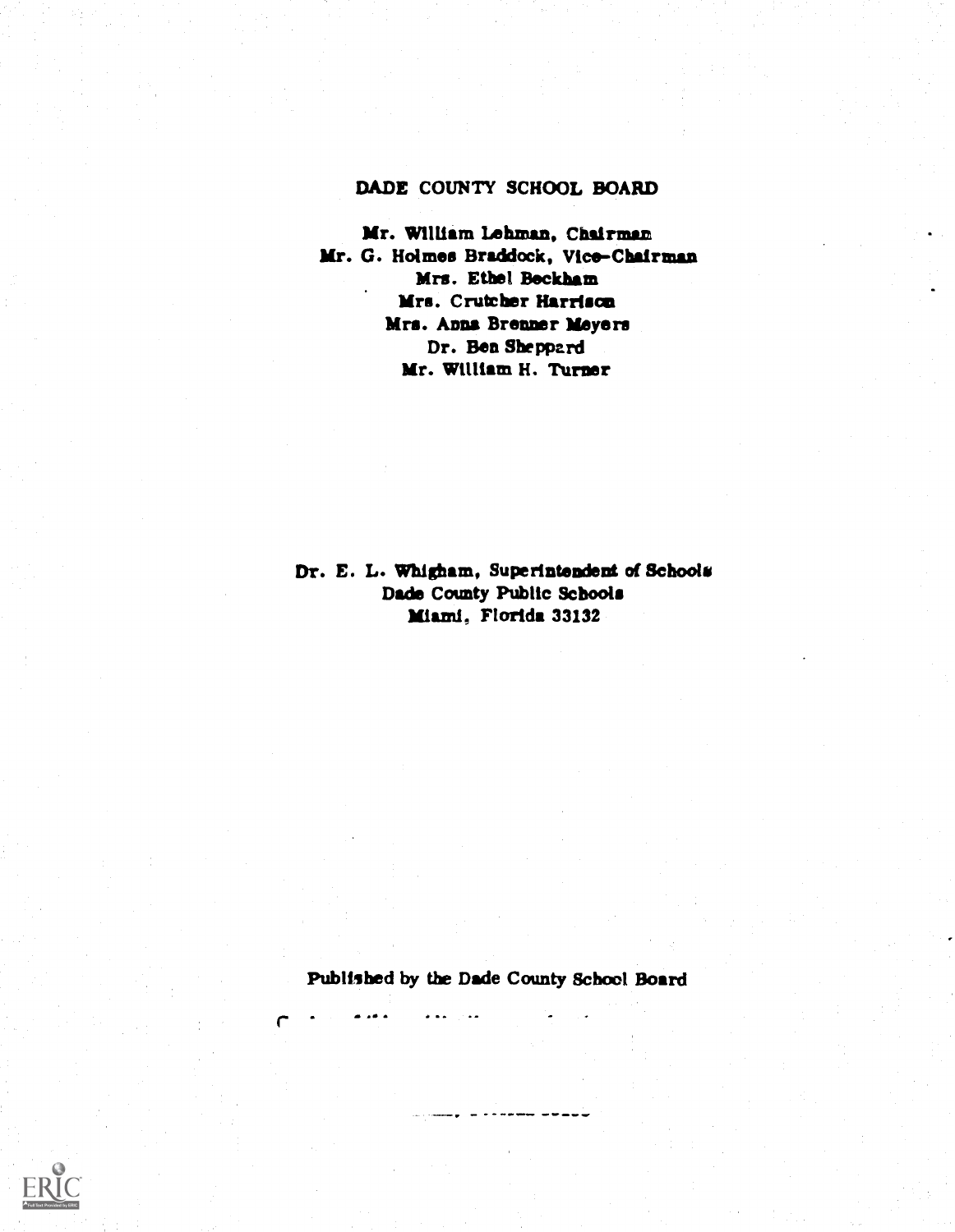# DADE COUNTY SCHOOL BOARD

Mr. William Lehman, Chairman
Mr. G. Holmes Braddock, Vice-Chairman
Mrs. Ethel Beckham
Mrs. Crutcher Harrison
Mrs. Anna Brenner Meyers
Dr. Ben Sheppard
Mr. William H. Turner

Dr. E. L. Whigham, Superintendent of Schools
Dade County Public Schools
Miami, Florida 33132

Published by the Dade County School Board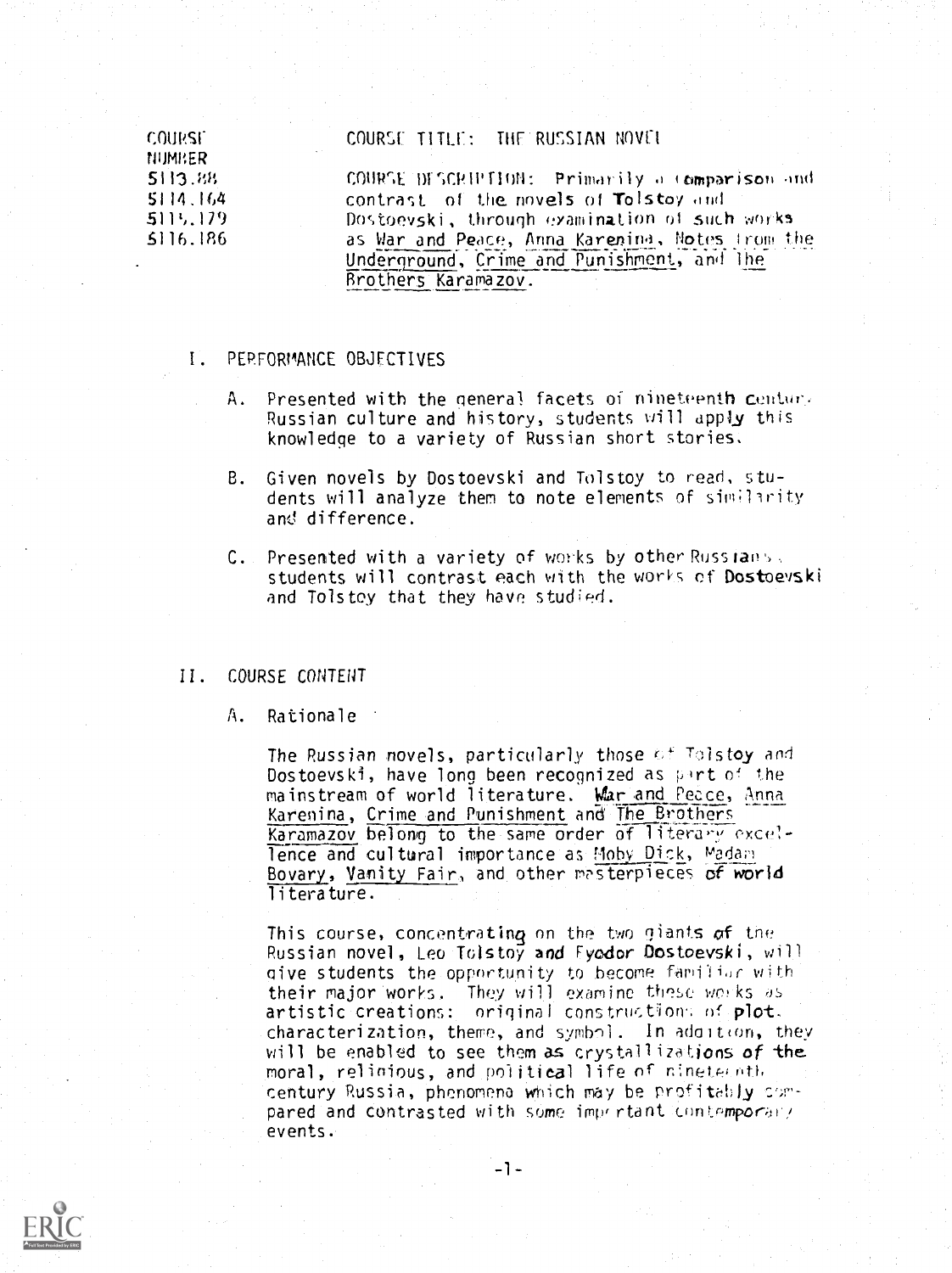| COURSE NUMBER | COURSE TITLE: THE RUSSIAN NOVEL |
| --- | --- |
| 5113.88<br>5114.164<br>5115.179<br>5116.186 | COURSE DESCRIPTION: Primarily a comparison and contrast of the novels of Tolstoy and Dostoevski, through examination of such works as War and Peace, Anna Karenina, Notes from the Underground, Crime and Punishment, and The Brothers Karamazov. |

## I. PERFORMANCE OBJECTIVES

A. Presented with the general facets of nineteenth century Russian culture and history, students will apply this knowledge to a variety of Russian short stories.

B. Given novels by Dostoevski and Tolstoy to read, students will analyze them to note elements of similarity and difference.

C. Presented with a variety of works by other Russians, students will contrast each with the works of Dostoevski and Tolstoy that they have studied.

## II. COURSE CONTENT

### A. Rationale

The Russian novels, particularly those of Tolstoy and Dostoevski, have long been recognized as part of the mainstream of world literature. War and Peace, Anna Karenina, Crime and Punishment and The Brothers Karamazov belong to the same order of literary excellence and cultural importance as Moby Dick, Madam Bovary, Vanity Fair, and other masterpieces of world literature.

This course, concentrating on the two giants of the Russian novel, Leo Tolstoy and Fyodor Dostoevski, will give students the opportunity to become familiar with their major works. They will examine these works as artistic creations: original constructions of plot, characterization, theme, and symbol. In addition, they will be enabled to see them as crystallizations of the moral, religious, and political life of nineteenth century Russia, phenomena which may be profitably compared and contrasted with some important contemporary events.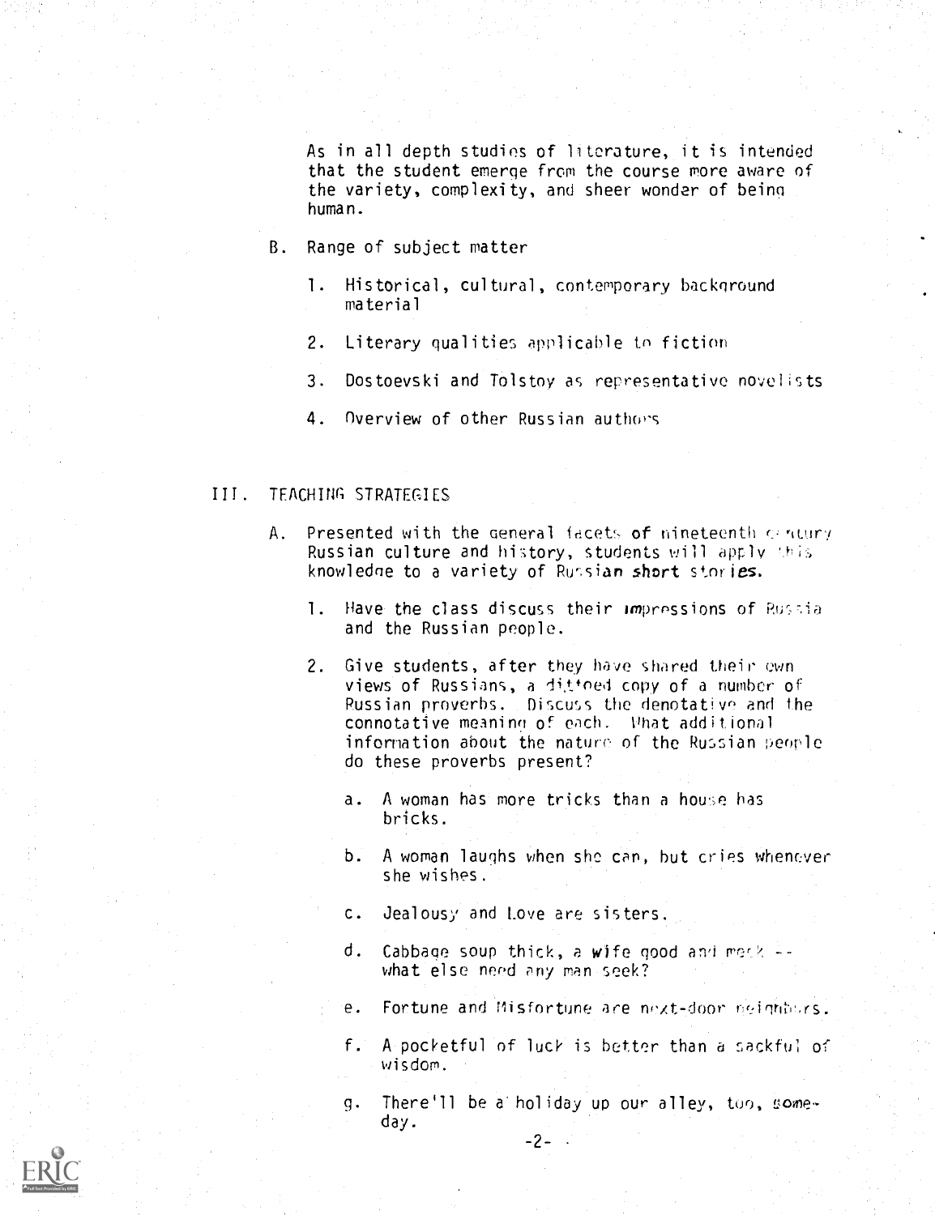As in all depth studies of literature, it is intended that the student emerge from the course more aware of the variety, complexity, and sheer wonder of being human.

B. Range of subject matter

1. Historical, cultural, contemporary background material

2. Literary qualities applicable to fiction

3. Dostoevski and Tolstoy as representative novelists

4. Overview of other Russian authors

## III. TEACHING STRATEGIES

A. Presented with the general facets of nineteenth century Russian culture and history, students will apply this knowledge to a variety of Russian short stories.

1. Have the class discuss their impressions of Russia and the Russian people.

2. Give students, after they have shared their own views of Russians, a dittoed copy of a number of Russian proverbs. Discuss the denotative and the connotative meaning of each. What additional information about the nature of the Russian people do these proverbs present?

   a. A woman has more tricks than a house has bricks.

   b. A woman laughs when she can, but cries whenever she wishes.

   c. Jealousy and Love are sisters.

   d. Cabbage soup thick, a wife good and meek -- what else need any man seek?

   e. Fortune and Misfortune are next-door neighbors.

   f. A pocketful of luck is better than a sackful of wisdom.

   g. There'll be a holiday up our alley, too, someday.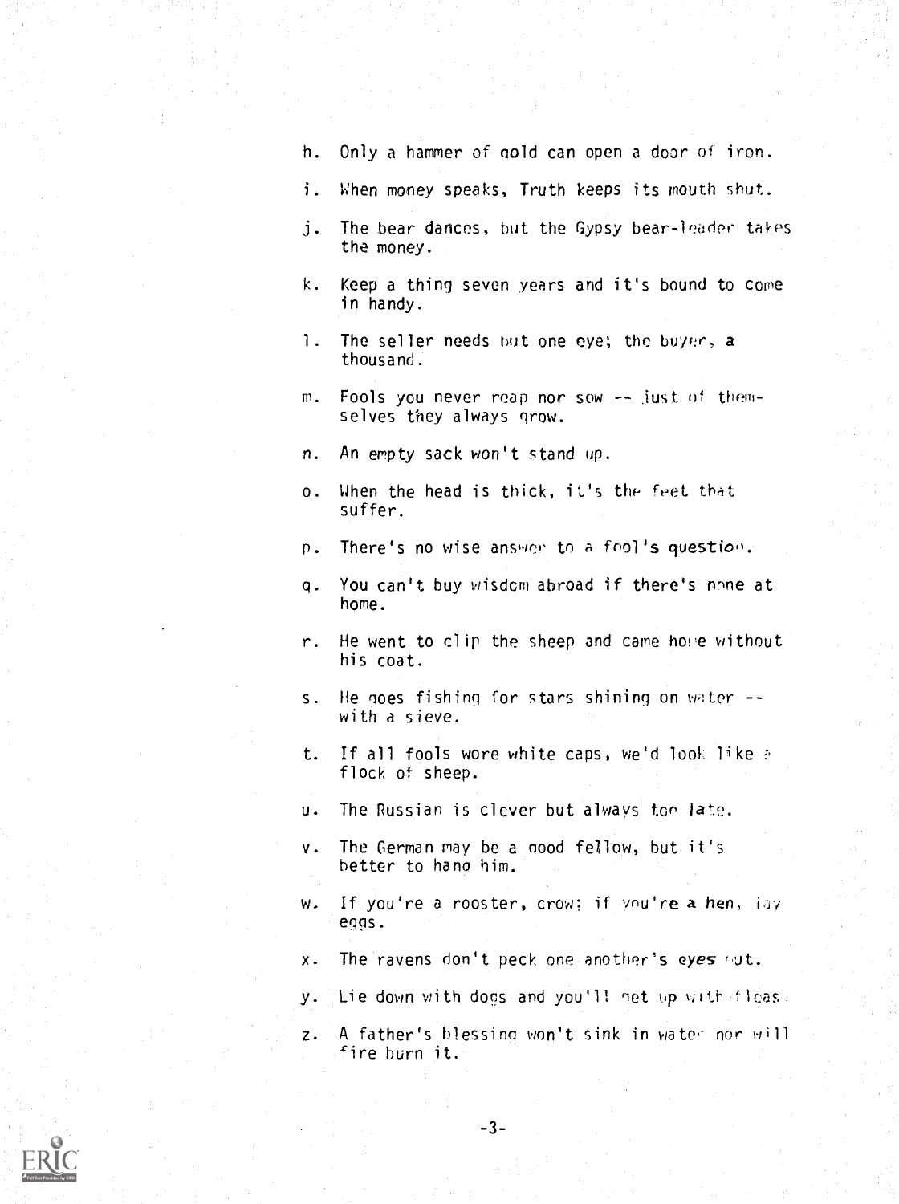h. Only a hammer of gold can open a door of iron.

i. When money speaks, Truth keeps its mouth shut.

j. The bear dances, but the Gypsy bear-leader takes the money.

k. Keep a thing seven years and it's bound to come in handy.

l. The seller needs but one eye; the buyer, a thousand.

m. Fools you never reap nor sow -- just of themselves they always grow.

n. An empty sack won't stand up.

o. When the head is thick, it's the feet that suffer.

p. There's no wise answer to a fool's question.

q. You can't buy wisdom abroad if there's none at home.

r. He went to clip the sheep and came home without his coat.

s. He goes fishing for stars shining on water -- with a sieve.

t. If all fools wore white caps, we'd look like a flock of sheep.

u. The Russian is clever but always too late.

v. The German may be a good fellow, but it's better to hang him.

w. If you're a rooster, crow; if you're a hen, lay eggs.

x. The ravens don't peck one another's eyes out.

y. Lie down with dogs and you'll get up with fleas.

z. A father's blessing won't sink in water nor will fire burn it.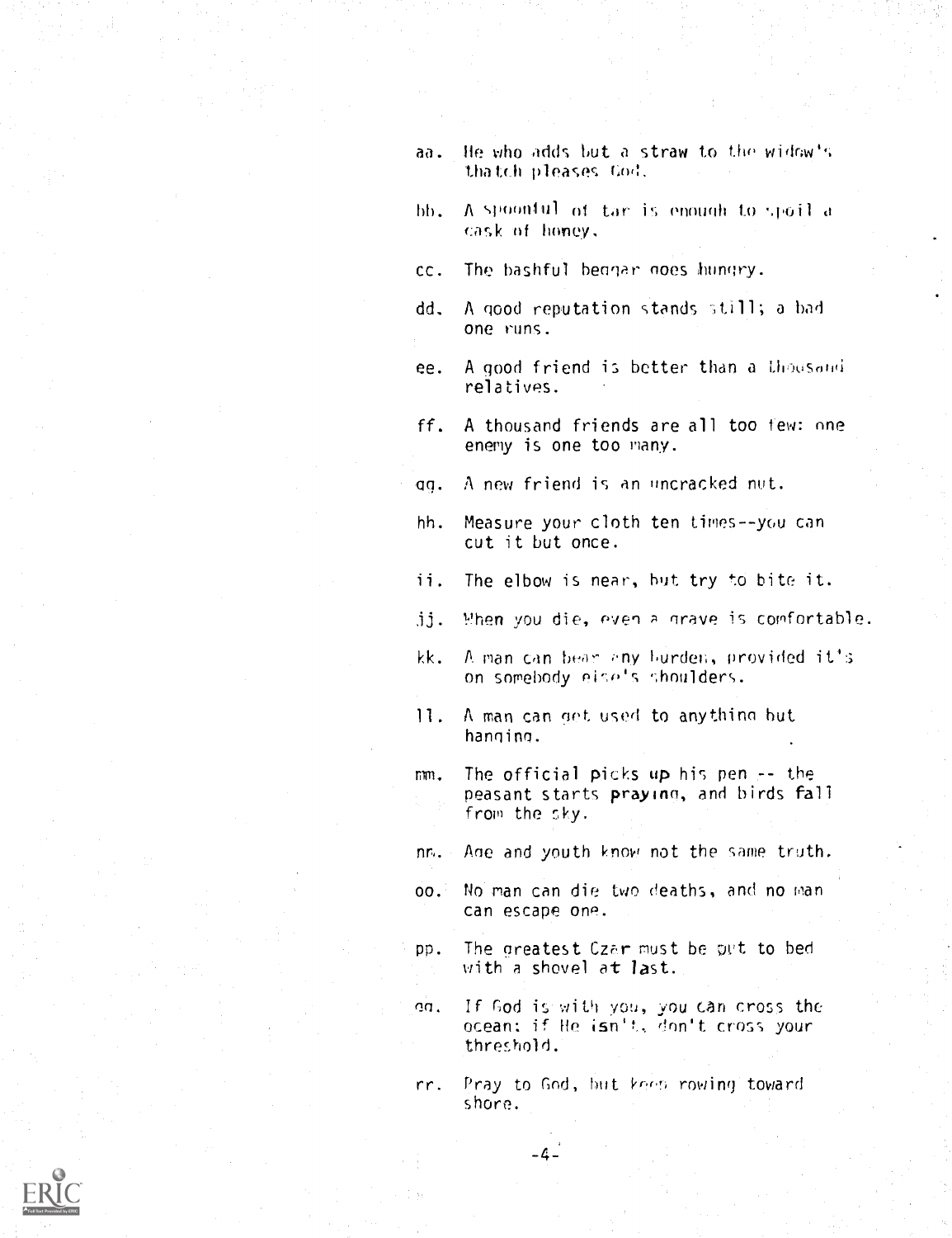aa. He who adds but a straw to the widow's thatch pleases God.

bb. A spoonful of tar is enough to spoil a cask of honey.

cc. The bashful beggar goes hungry.

dd. A good reputation stands still; a bad one runs.

ee. A good friend is better than a thousand relatives.

ff. A thousand friends are all too few: one enemy is one too many.

gg. A new friend is an uncracked nut.

hh. Measure your cloth ten times--you can cut it but once.

ii. The elbow is near, but try to bite it.

jj. When you die, even a grave is comfortable.

kk. A man can bear any burden, provided it's on somebody else's shoulders.

ll. A man can get used to anything but hanging.

mm. The official picks up his pen -- the peasant starts praying, and birds fall from the sky.

nn. Age and youth know not the same truth.

oo. No man can die two deaths, and no man can escape one.

pp. The greatest Czar must be put to bed with a shovel at last.

qq. If God is with you, you can cross the ocean: if He isn't, don't cross your threshold.

rr. Pray to God, but keep rowing toward shore.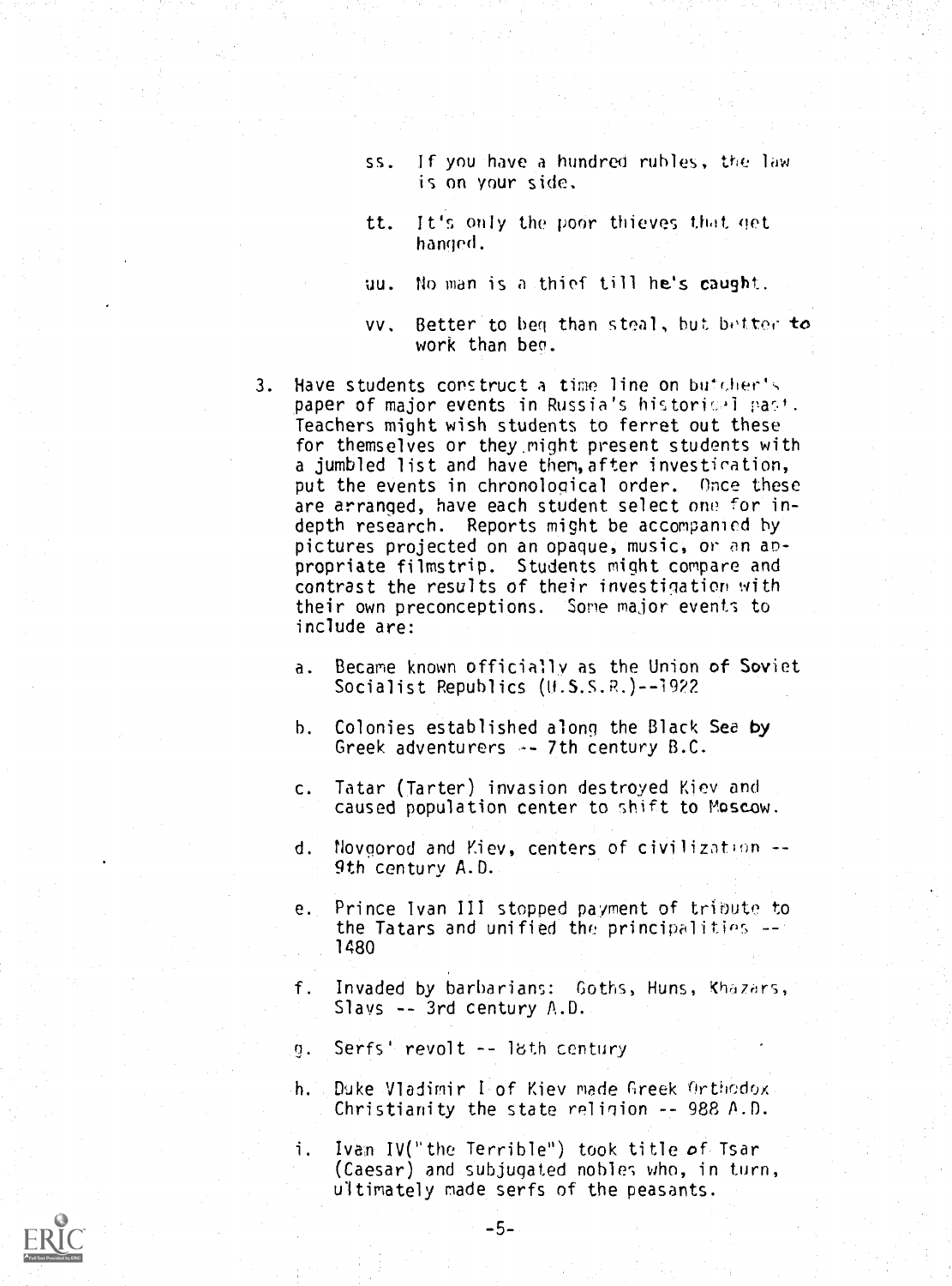ss. If you have a hundred rubles, the law is on your side.

tt. It's only the poor thieves that get hanged.

uu. No man is a thief till he's caught.

vv. Better to beg than steal, but better to work than beg.

3. Have students construct a time line on butcher's paper of major events in Russia's historical past. Teachers might wish students to ferret out these for themselves or they might present students with a jumbled list and have them, after investigation, put the events in chronological order. Once these are arranged, have each student select one for in-depth research. Reports might be accompanied by pictures projected on an opaque, music, or an appropriate filmstrip. Students might compare and contrast the results of their investigation with their own preconceptions. Some major events to include are:

   a. Became known officially as the Union of Soviet Socialist Republics (U.S.S.R.)--1922

   b. Colonies established along the Black Sea by Greek adventurers -- 7th century B.C.

   c. Tatar (Tarter) invasion destroyed Kiev and caused population center to shift to Moscow.

   d. Novgorod and Kiev, centers of civilization -- 9th century A.D.

   e. Prince Ivan III stopped payment of tribute to the Tatars and unified the principalities -- 1480

   f. Invaded by barbarians: Goths, Huns, Khazars, Slavs -- 3rd century A.D.

   g. Serfs' revolt -- 18th century

   h. Duke Vladimir I of Kiev made Greek Orthodox Christianity the state religion -- 988 A.D.

   i. Ivan IV("the Terrible") took title of Tsar (Caesar) and subjugated nobles who, in turn, ultimately made serfs of the peasants.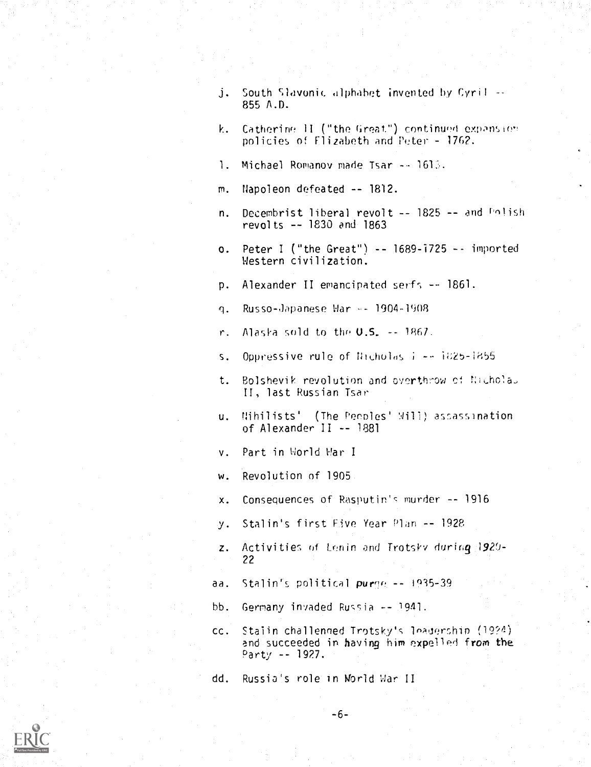j. South Slavonic alphabet invented by Cyril -- 855 A.D.

k. Catherine II ("the Great") continued expansion policies of Elizabeth and Peter - 1762.

l. Michael Romanov made Tsar -- 1613.

m. Napoleon defeated -- 1812.

n. Decembrist liberal revolt -- 1825 -- and Polish revolts -- 1830 and 1863

o. Peter I ("the Great") -- 1689-1725 -- imported Western civilization.

p. Alexander II emancipated serfs -- 1861.

q. Russo-Japanese War -- 1904-1908

r. Alaska sold to the U.S. -- 1867.

s. Oppressive rule of Nicholas I -- 1825-1855

t. Bolshevik revolution and overthrow of Nicholas II, last Russian Tsar

u. Nihilists' (The Peoples' Will) assassination of Alexander II -- 1881

v. Part in World War I

w. Revolution of 1905

x. Consequences of Rasputin's murder -- 1916

y. Stalin's first Five Year Plan -- 1928

z. Activities of Lenin and Trotsky during 1920-22

aa. Stalin's political purge -- 1935-39

bb. Germany invaded Russia -- 1941.

cc. Stalin challenged Trotsky's leadership (1924) and succeeded in having him expelled from the Party -- 1927.

dd. Russia's role in World War II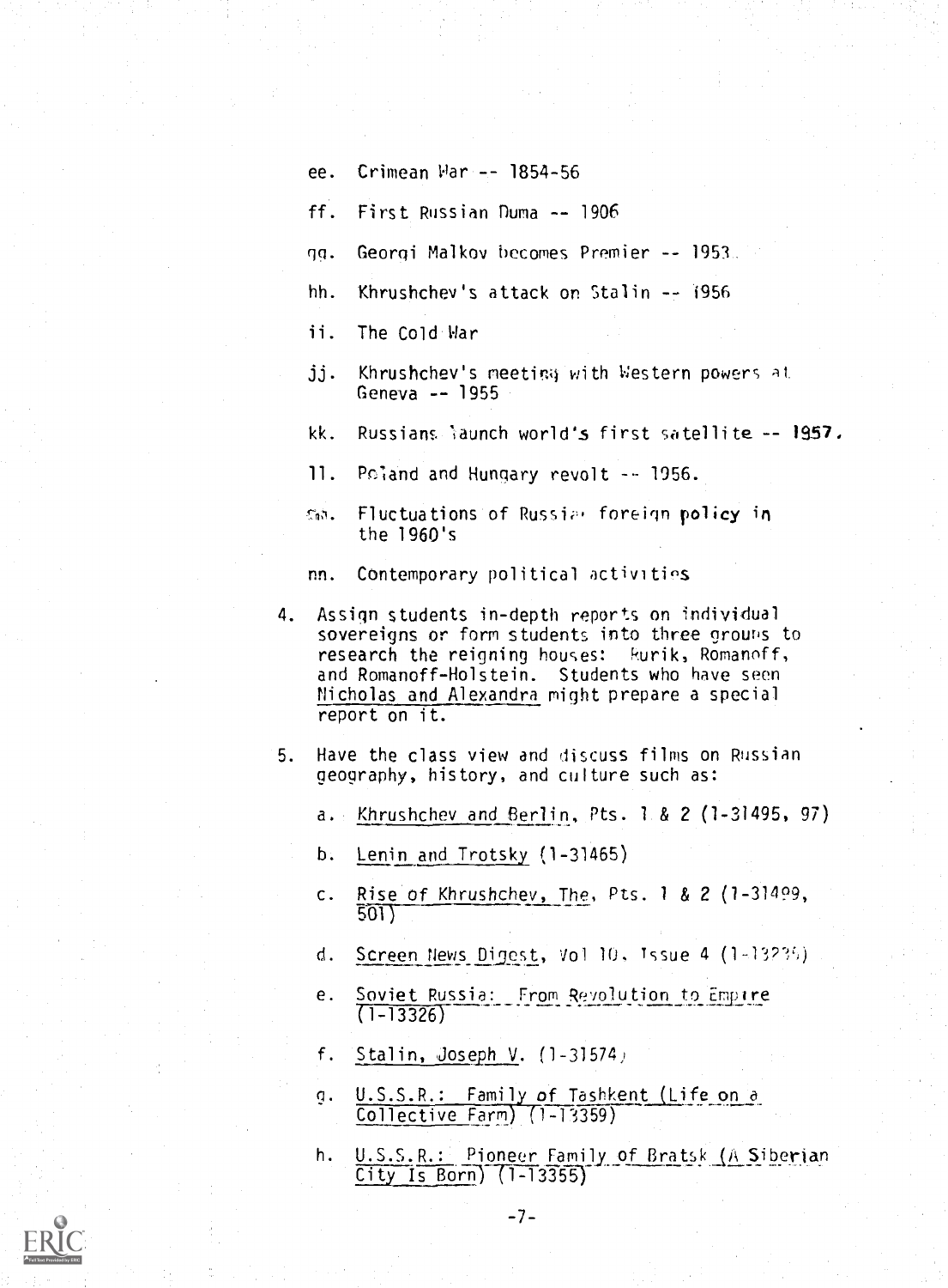ee. Crimean War -- 1854-56

ff. First Russian Duma -- 1906

gg. Georgi Malkov becomes Premier -- 1953

hh. Khrushchev's attack on Stalin -- 1956

ii. The Cold War

jj. Khrushchev's meeting with Western powers at Geneva -- 1955

kk. Russians launch world's first satellite -- 1957.

ll. Poland and Hungary revolt -- 1956.

mm. Fluctuations of Russian foreign policy in the 1960's

nn. Contemporary political activities

4. Assign students in-depth reports on individual sovereigns or form students into three groups to research the reigning houses: Rurik, Romanoff, and Romanoff-Holstein. Students who have seen Nicholas and Alexandra might prepare a special report on it.

5. Have the class view and discuss films on Russian geography, history, and culture such as:

   a. Khrushchev and Berlin, Pts. 1 & 2 (1-31495, 97)

   b. Lenin and Trotsky (1-31465)

   c. Rise of Khrushchev, The, Pts. 1 & 2 (1-31499, 501)

   d. Screen News Digest, Vol 10, Issue 4 (1-13235)

   e. Soviet Russia: From Revolution to Empire (1-13326)

   f. Stalin, Joseph V. (1-31574)

   g. U.S.S.R.: Family of Tashkent (Life on a Collective Farm) (1-13359)

   h. U.S.S.R.: Pioneer Family of Bratsk (A Siberian City Is Born) (1-13355)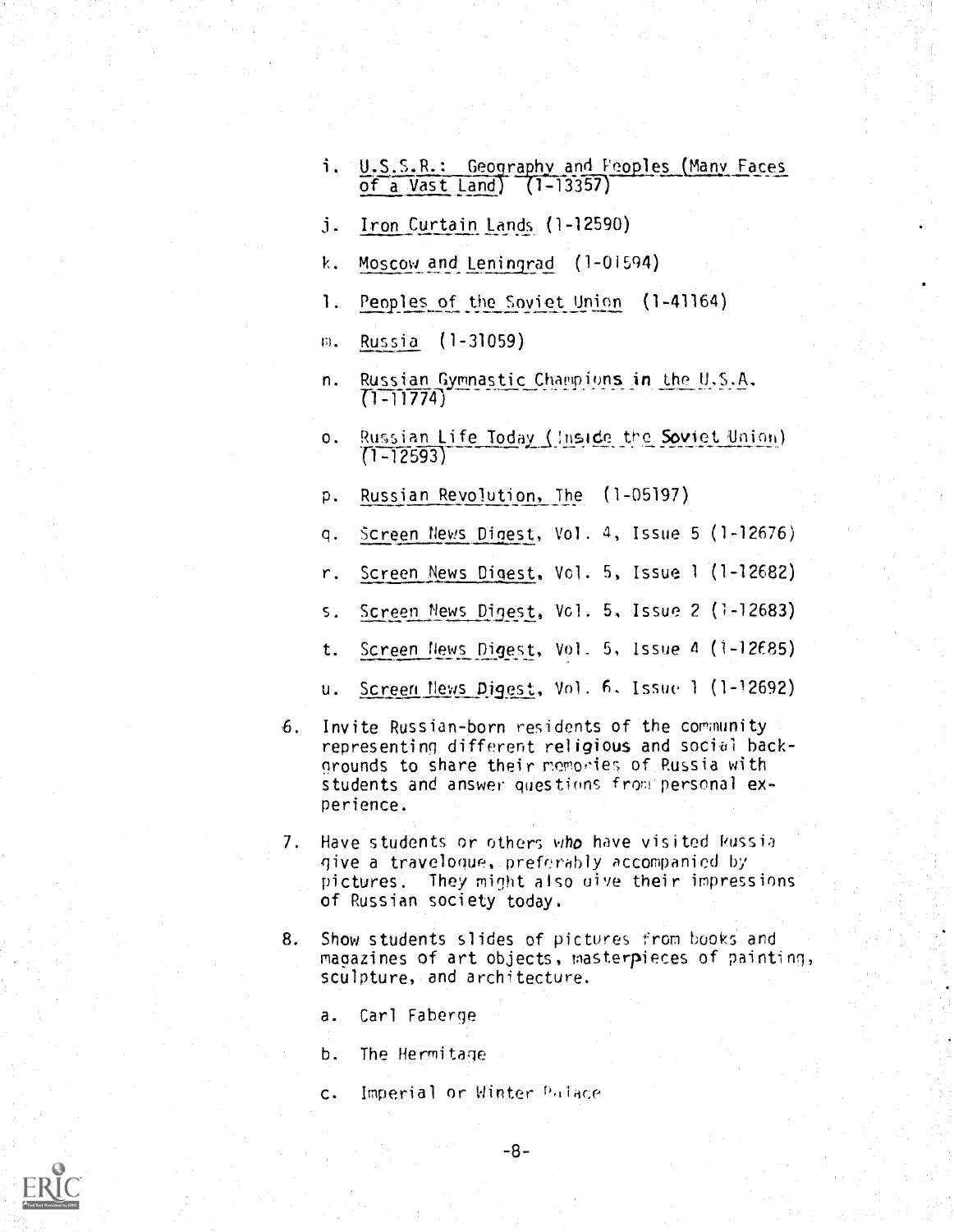i. U.S.S.R.: Geography and Peoples (Many Faces of a Vast Land) (1-13357)

j. Iron Curtain Lands (1-12590)

k. Moscow and Leningrad (1-01594)

l. Peoples of the Soviet Union (1-41164)

m. Russia (1-31059)

n. Russian Gymnastic Champions in the U.S.A. (1-11774)

o. Russian Life Today (Inside the Soviet Union) (1-12593)

p. Russian Revolution, The (1-05197)

q. Screen News Digest, Vol. 4, Issue 5 (1-12676)

r. Screen News Digest, Vol. 5, Issue 1 (1-12682)

s. Screen News Digest, Vol. 5, Issue 2 (1-12683)

t. Screen News Digest, Vol. 5, Issue 4 (1-12685)

u. Screen News Digest, Vol. 6, Issue 1 (1-12692)

6. Invite Russian-born residents of the community representing different religious and social backgrounds to share their memories of Russia with students and answer questions from personal experience.

7. Have students or others who have visited Russia give a travelogue, preferably accompanied by pictures. They might also give their impressions of Russian society today.

8. Show students slides of pictures from books and magazines of art objects, masterpieces of painting, sculpture, and architecture.

   a. Carl Faberge

   b. The Hermitage

   c. Imperial or Winter Palace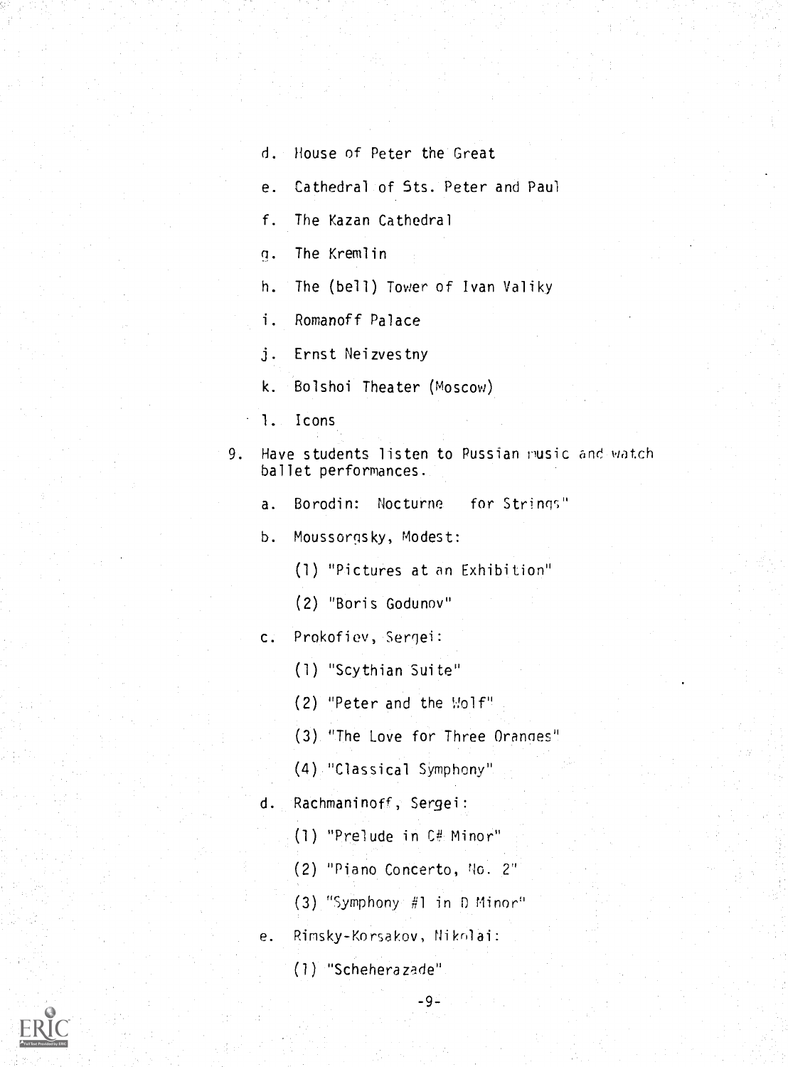d. House of Peter the Great

e. Cathedral of Sts. Peter and Paul

f. The Kazan Cathedral

g. The Kremlin

h. The (bell) Tower of Ivan Valiky

i. Romanoff Palace

j. Ernst Neizvestny

k. Bolshoi Theater (Moscow)

l. Icons

9. Have students listen to Russian music and watch ballet performances.

   a. Borodin: Nocturne for Strings"

   b. Moussorgsky, Modest:

      (1) "Pictures at an Exhibition"

      (2) "Boris Godunov"

   c. Prokofiev, Sergei:

      (1) "Scythian Suite"

      (2) "Peter and the Wolf"

      (3) "The Love for Three Oranges"

      (4) "Classical Symphony"

   d. Rachmaninoff, Sergei:

      (1) "Prelude in C# Minor"

      (2) "Piano Concerto, No. 2"

      (3) "Symphony #1 in D Minor"

   e. Rimsky-Korsakov, Nikolai:

      (1) "Scheherazade"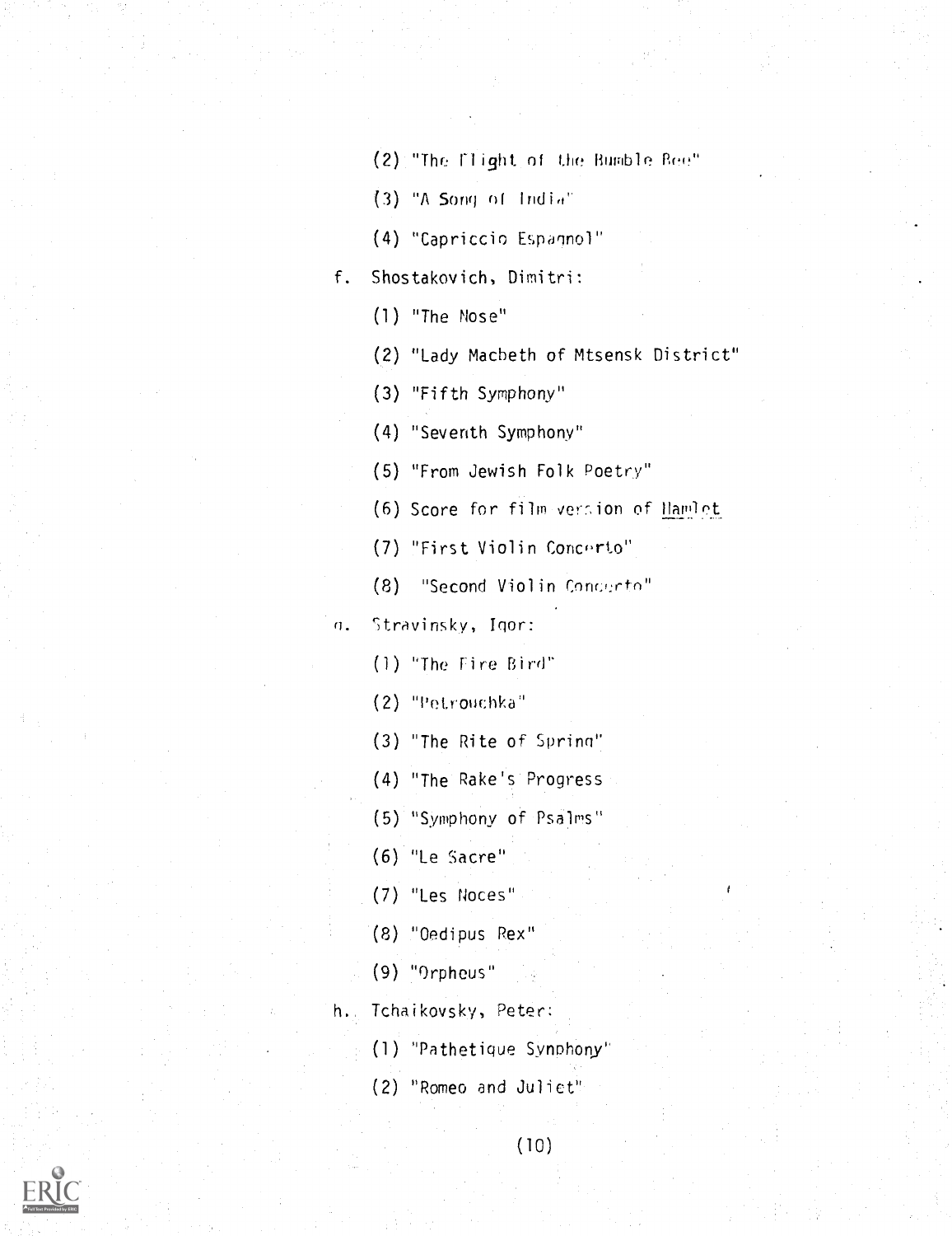(2) "The Flight of the Bumble Bee"

(3) "A Song of India"

(4) "Capriccio Espagnol"

f. Shostakovich, Dimitri:

(1) "The Nose"

(2) "Lady Macbeth of Mtsensk District"

(3) "Fifth Symphony"

(4) "Seventh Symphony"

(5) "From Jewish Folk Poetry"

(6) Score for film version of Hamlet

(7) "First Violin Concerto"

(8) "Second Violin Concerto"

g. Stravinsky, Igor:

(1) "The Fire Bird"

(2) "Petrouchka"

(3) "The Rite of Spring"

(4) "The Rake's Progress

(5) "Symphony of Psalms"

(6) "Le Sacre"

(7) "Les Noces"

(8) "Oedipus Rex"

(9) "Orpheus"

h. Tchaikovsky, Peter:

(1) "Pathetique Symphony"

(2) "Romeo and Juliet"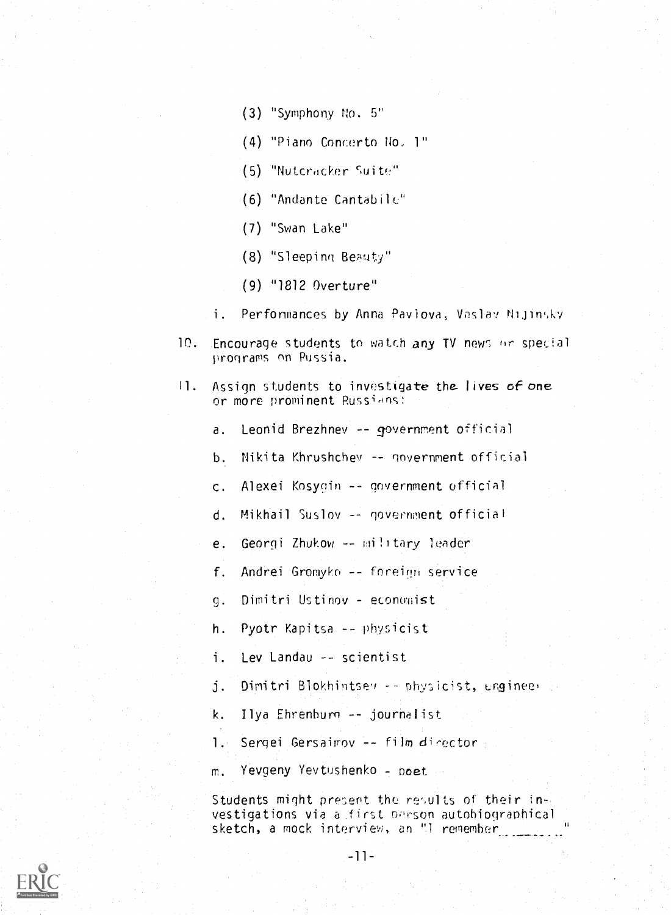(3) "Symphony No. 5"

(4) "Piano Concerto No. 1"

(5) "Nutcracker Suite"

(6) "Andante Cantabile"

(7) "Swan Lake"

(8) "Sleeping Beauty"

(9) "1812 Overture"

i. Performances by Anna Pavlova, Vaslav Nijinsky

10. Encourage students to watch any TV news or special programs on Russia.

11. Assign students to investigate the lives of one or more prominent Russians:

a. Leonid Brezhnev -- government official

b. Nikita Khrushchev -- government official

c. Alexei Kosygin -- government official

d. Mikhail Suslov -- government official

e. Georgi Zhukow -- military leader

f. Andrei Gromyko -- foreign service

g. Dimitri Ustinov - economist

h. Pyotr Kapitsa -- physicist

i. Lev Landau -- scientist

j. Dimitri Blokhintsev -- physicist, engineer

k. Ilya Ehrenburg -- journalist

l. Sergei Gersaimov -- film director

m. Yevgeny Yevtushenko - poet

Students might present the results of their investigations via a first person autobiographical sketch, a mock interview, an "I remember________"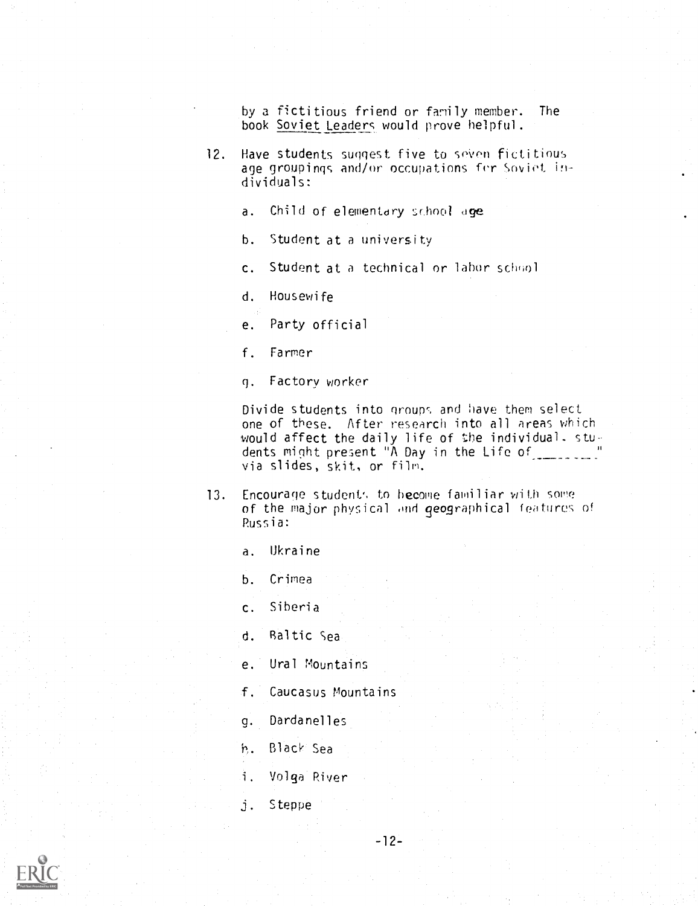by a fictitious friend or family member. The book Soviet Leaders would prove helpful.

12. Have students suggest five to seven fictitious age groupings and/or occupations for Soviet individuals:

    a. Child of elementary school age

    b. Student at a university

    c. Student at a technical or labor school

    d. Housewife

    e. Party official

    f. Farmer

    g. Factory worker

    Divide students into groups and have them select one of these. After research into all areas which would affect the daily life of the individual, students might present "A Day in the Life of________" via slides, skit, or film.

13. Encourage students to become familiar with some of the major physical and geographical features of Russia:

    a. Ukraine

    b. Crimea

    c. Siberia

    d. Baltic Sea

    e. Ural Mountains

    f. Caucasus Mountains

    g. Dardanelles

    h. Black Sea

    i. Volga River

    j. Steppe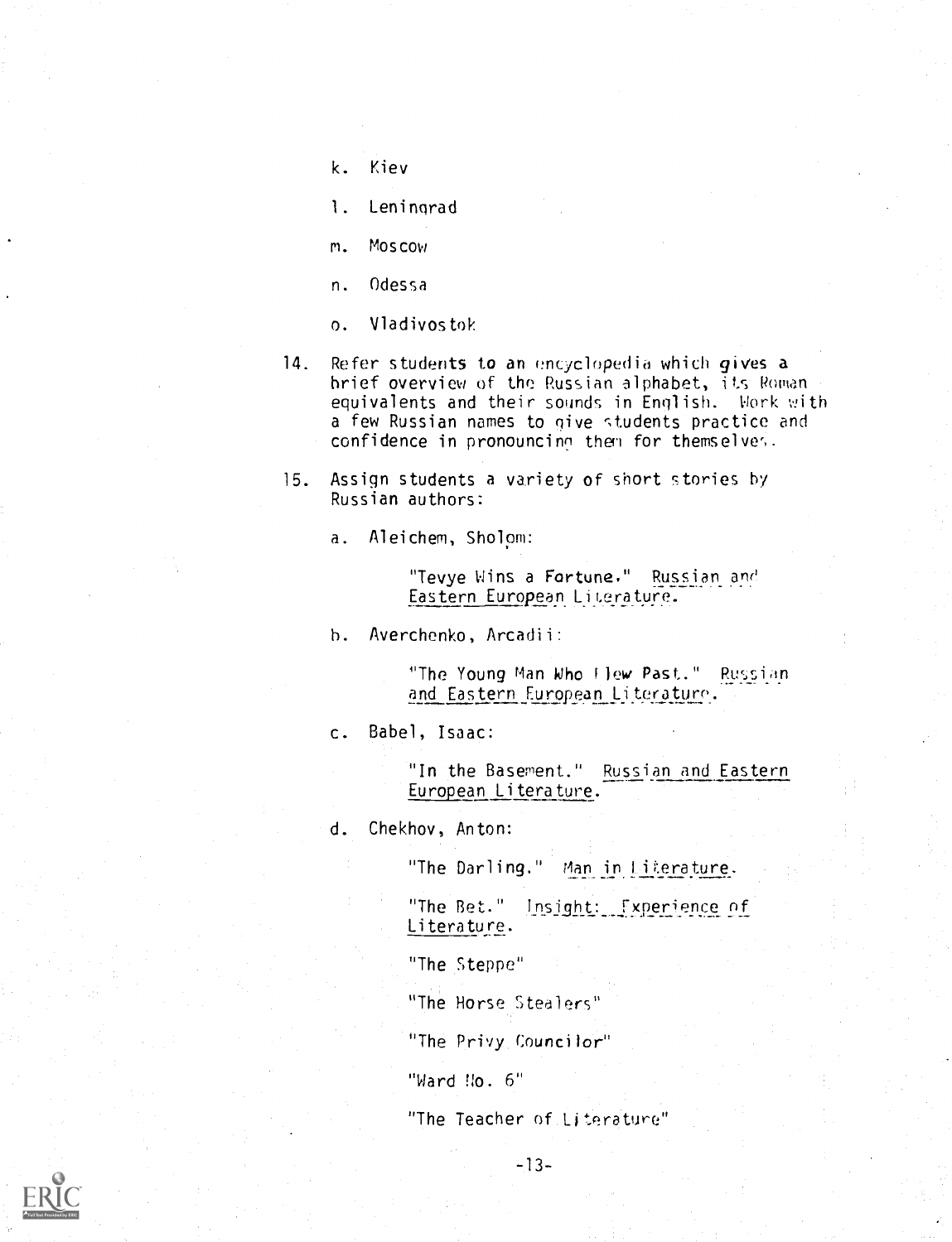k. Kiev

l. Leningrad

m. Moscow

n. Odessa

o. Vladivostok

14. Refer students to an encyclopedia which gives a brief overview of the Russian alphabet, its Roman equivalents and their sounds in English. Work with a few Russian names to give students practice and confidence in pronouncing them for themselves.

15. Assign students a variety of short stories by Russian authors:

    a. Aleichem, Sholom:

        "Tevye Wins a Fortune." Russian and Eastern European Literature.

    b. Averchenko, Arcadii:

        "The Young Man Who Flew Past." Russian and Eastern European Literature.

    c. Babel, Isaac:

        "In the Basement." Russian and Eastern European Literature.

    d. Chekhov, Anton:

        "The Darling." Man in Literature.

        "The Bet." Insight: Experience of Literature.

        "The Steppe"

        "The Horse Stealers"

        "The Privy Councilor"

        "Ward No. 6"

        "The Teacher of Literature"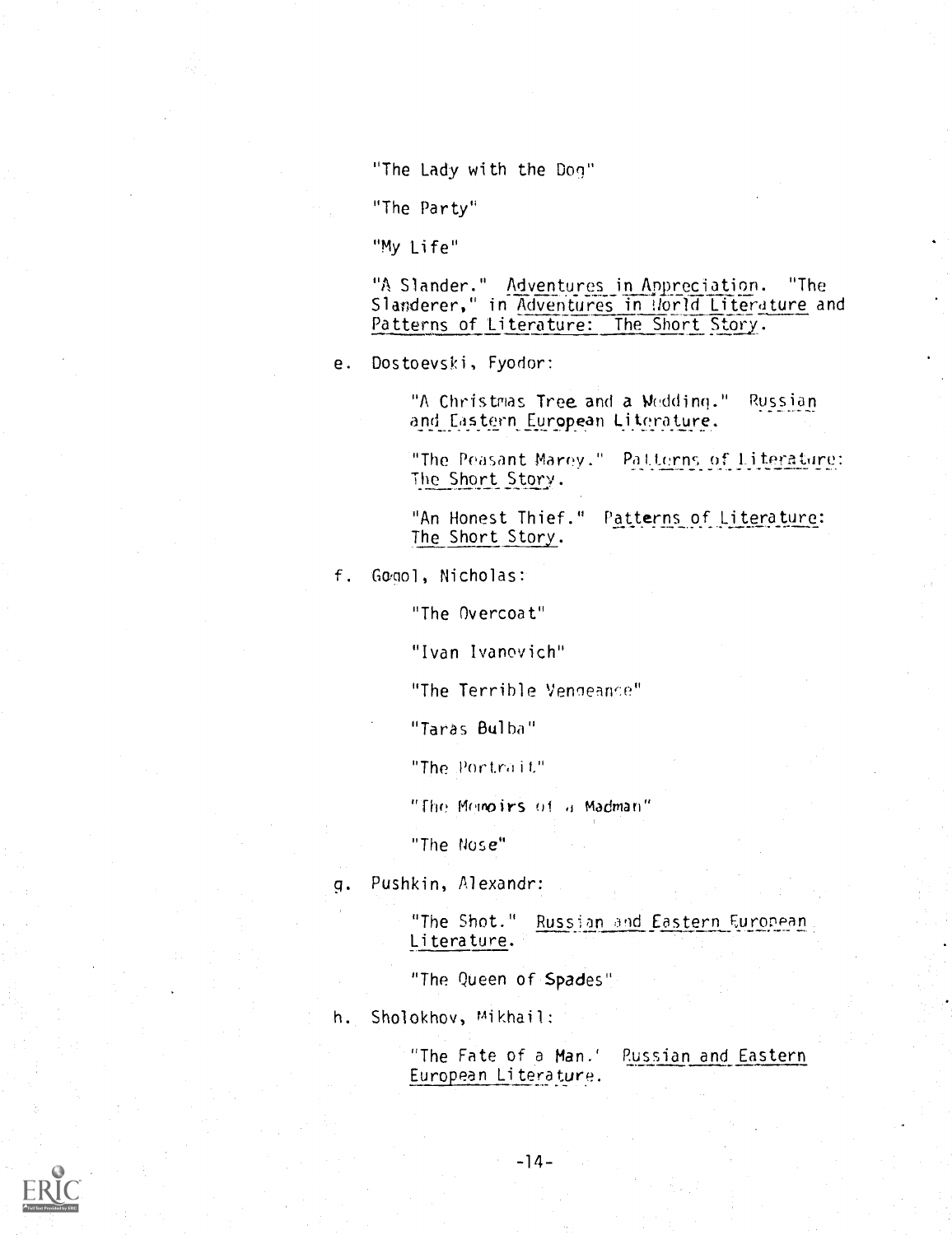"The Lady with the Dog"

"The Party"

"My Life"

"A Slander." Adventures in Appreciation. "The Slanderer," in Adventures in World Literature and Patterns of Literature: The Short Story.

e. Dostoevski, Fyodor:

   "A Christmas Tree and a Wedding." Russian and Eastern European Literature.

   "The Peasant Marey." Patterns of Literature: The Short Story.

   "An Honest Thief." Patterns of Literature: The Short Story.

f. Gogol, Nicholas:

   "The Overcoat"

   "Ivan Ivanovich"

   "The Terrible Vengeance"

   "Taras Bulba"

   "The Portrait"

   "The Memoirs of a Madman"

   "The Nose"

g. Pushkin, Alexandr:

   "The Shot." Russian and Eastern European Literature.

   "The Queen of Spades"

h. Sholokhov, Mikhail:

   "The Fate of a Man." Russian and Eastern European Literature.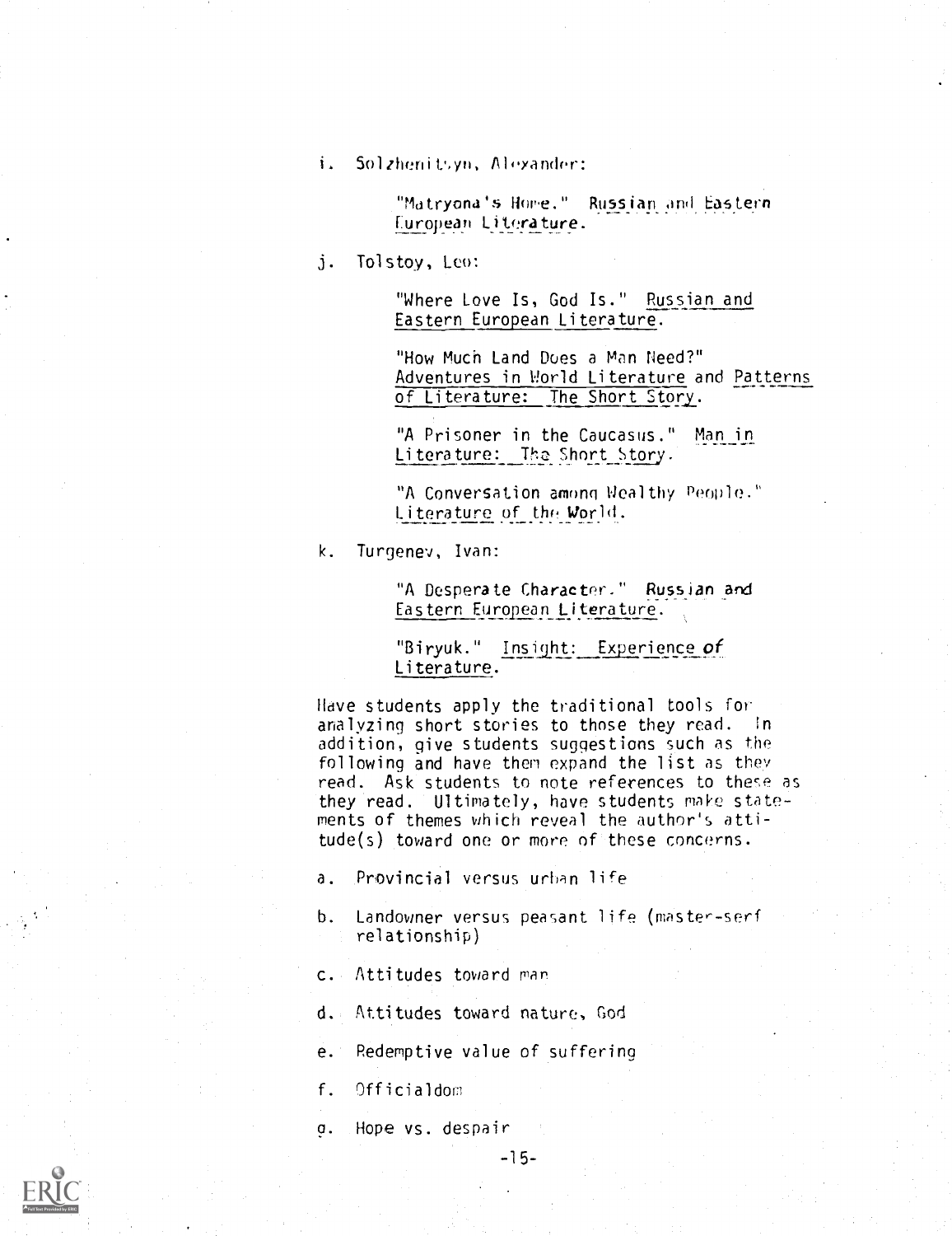i. Solzhenitsyn, Alexander:

   "Matryona's Home." Russian and Eastern European Literature.

j. Tolstoy, Leo:

   "Where Love Is, God Is." Russian and Eastern European Literature.

   "How Much Land Does a Man Need?" Adventures in World Literature and Patterns of Literature: The Short Story.

   "A Prisoner in the Caucasus." Man in Literature: The Short Story.

   "A Conversation among Wealthy People." Literature of the World.

k. Turgenev, Ivan:

   "A Desperate Character." Russian and Eastern European Literature.

   "Biryuk." Insight: Experience of Literature.

Have students apply the traditional tools for analyzing short stories to those they read. In addition, give students suggestions such as the following and have them expand the list as they read. Ask students to note references to these as they read. Ultimately, have students make statements of themes which reveal the author's attitude(s) toward one or more of these concerns.

a. Provincial versus urban life

b. Landowner versus peasant life (master-serf relationship)

c. Attitudes toward man

d. Attitudes toward nature, God

e. Redemptive value of suffering

f. Officialdom

g. Hope vs. despair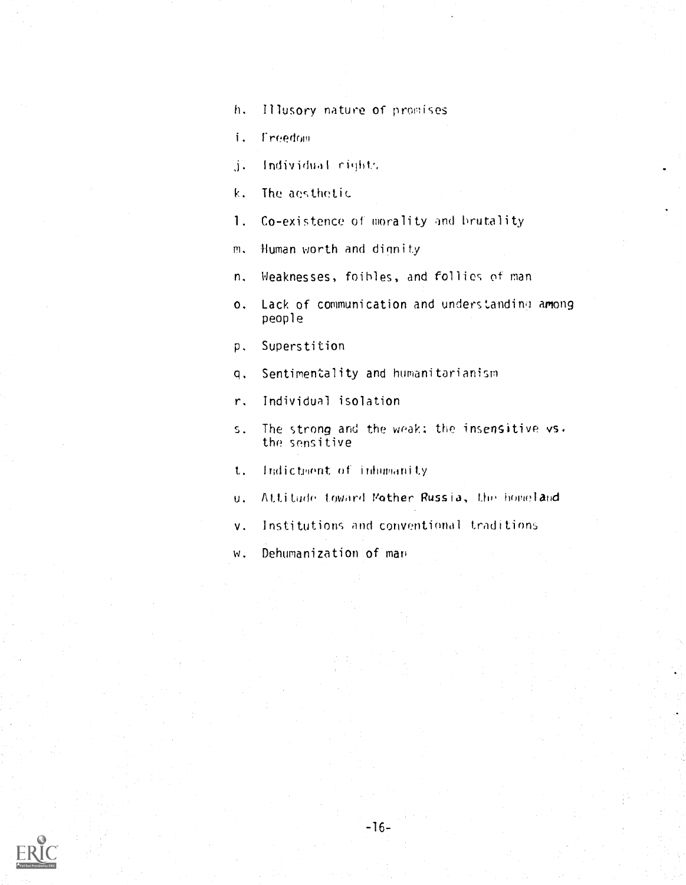h. Illusory nature of promises

i. Freedom

j. Individual rights

k. The aesthetic

l. Co-existence of morality and brutality

m. Human worth and dignity

n. Weaknesses, foibles, and follies of man

o. Lack of communication and understanding among people

p. Superstition

q. Sentimentality and humanitarianism

r. Individual isolation

s. The strong and the weak: the insensitive vs. the sensitive

t. Indictment of inhumanity

u. Attitude toward Mother Russia, the homeland

v. Institutions and conventional traditions

w. Dehumanization of man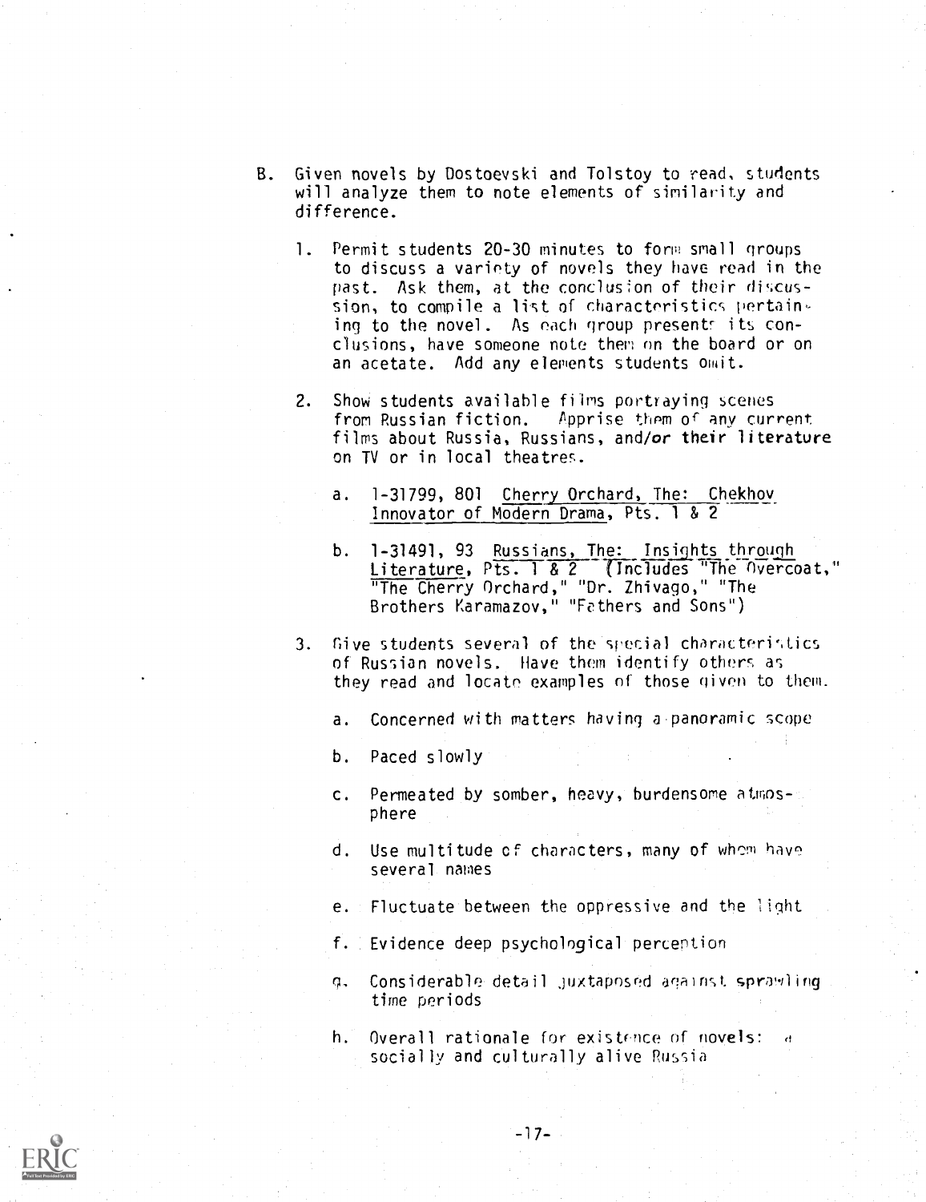B. Given novels by Dostoevski and Tolstoy to read, students will analyze them to note elements of similarity and difference.

1. Permit students 20-30 minutes to form small groups to discuss a variety of novels they have read in the past. Ask them, at the conclusion of their discussion, to compile a list of characteristics pertaining to the novel. As each group presents its conclusions, have someone note them on the board or on an acetate. Add any elements students omit.

2. Show students available films portraying scenes from Russian fiction. Apprise them of any current films about Russia, Russians, and/or their literature on TV or in local theatres.

   a. 1-31799, 801 Cherry Orchard, The: Chekhov Innovator of Modern Drama, Pts. 1 & 2

   b. 1-31491, 93 Russians, The: Insights through Literature, Pts. 1 & 2 (Includes "The Overcoat," "The Cherry Orchard," "Dr. Zhivago," "The Brothers Karamazov," "Fathers and Sons")

3. Give students several of the special characteristics of Russian novels. Have them identify others as they read and locate examples of those given to them.

   a. Concerned with matters having a panoramic scope

   b. Paced slowly

   c. Permeated by somber, heavy, burdensome atmosphere

   d. Use multitude of characters, many of whom have several names

   e. Fluctuate between the oppressive and the light

   f. Evidence deep psychological perception

   g. Considerable detail juxtaposed against sprawling time periods

   h. Overall rationale for existence of novels: a socially and culturally alive Russia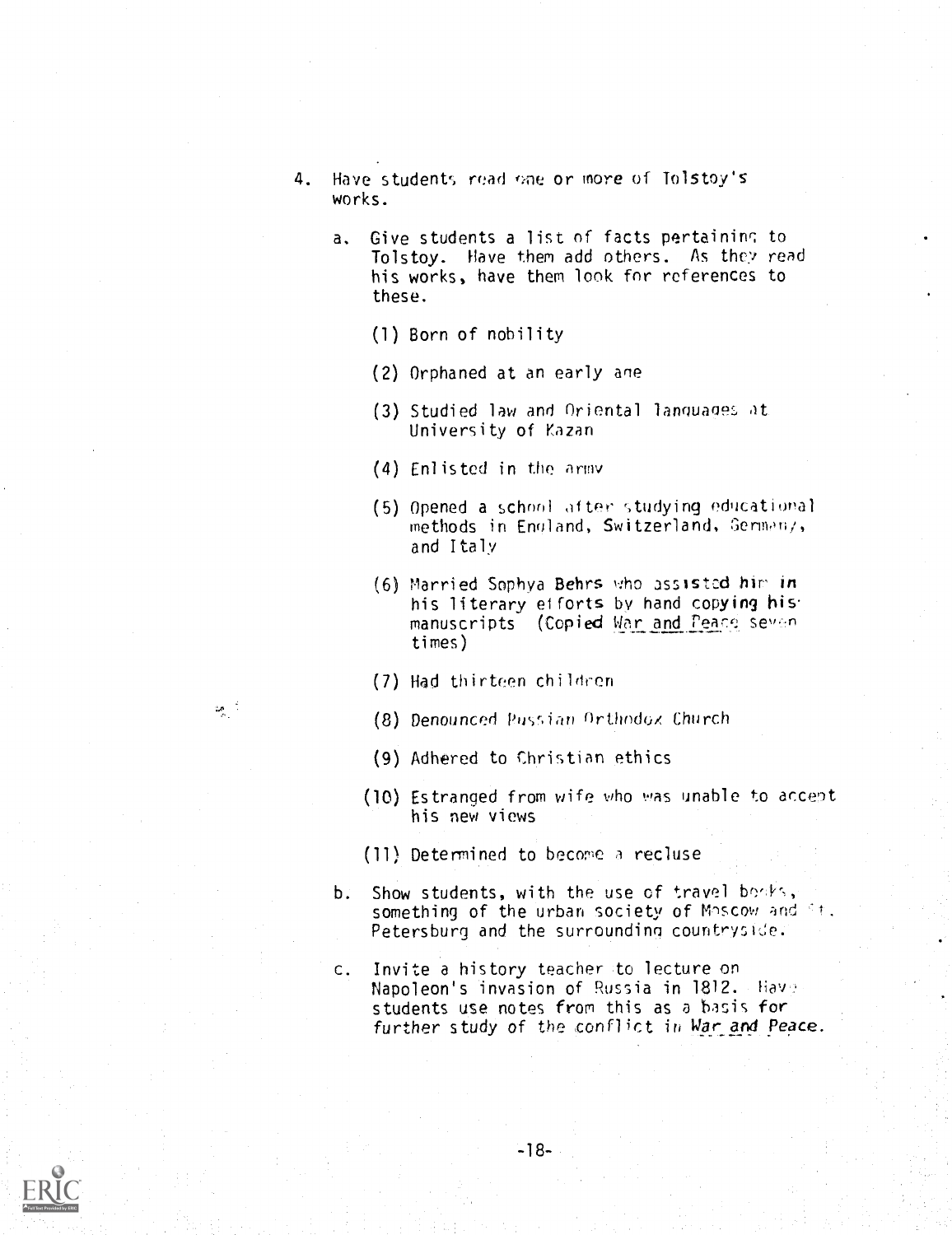4. Have students read one or more of Tolstoy's works.

    a. Give students a list of facts pertaining to Tolstoy. Have them add others. As they read his works, have them look for references to these.

        (1) Born of nobility

        (2) Orphaned at an early age

        (3) Studied law and Oriental languages at University of Kazan

        (4) Enlisted in the army

        (5) Opened a school after studying educational methods in England, Switzerland, Germany, and Italy

        (6) Married Sophya Behrs who assisted him in his literary efforts by hand copying his manuscripts (Copied _War and Peace_ seven times)

        (7) Had thirteen children

        (8) Denounced Russian Orthodox Church

        (9) Adhered to Christian ethics

        (10) Estranged from wife who was unable to accept his new views

        (11) Determined to become a recluse

    b. Show students, with the use of travel books, something of the urban society of Moscow and St. Petersburg and the surrounding countryside.

    c. Invite a history teacher to lecture on Napoleon's invasion of Russia in 1812. Have students use notes from this as a basis for further study of the conflict in _War and Peace_.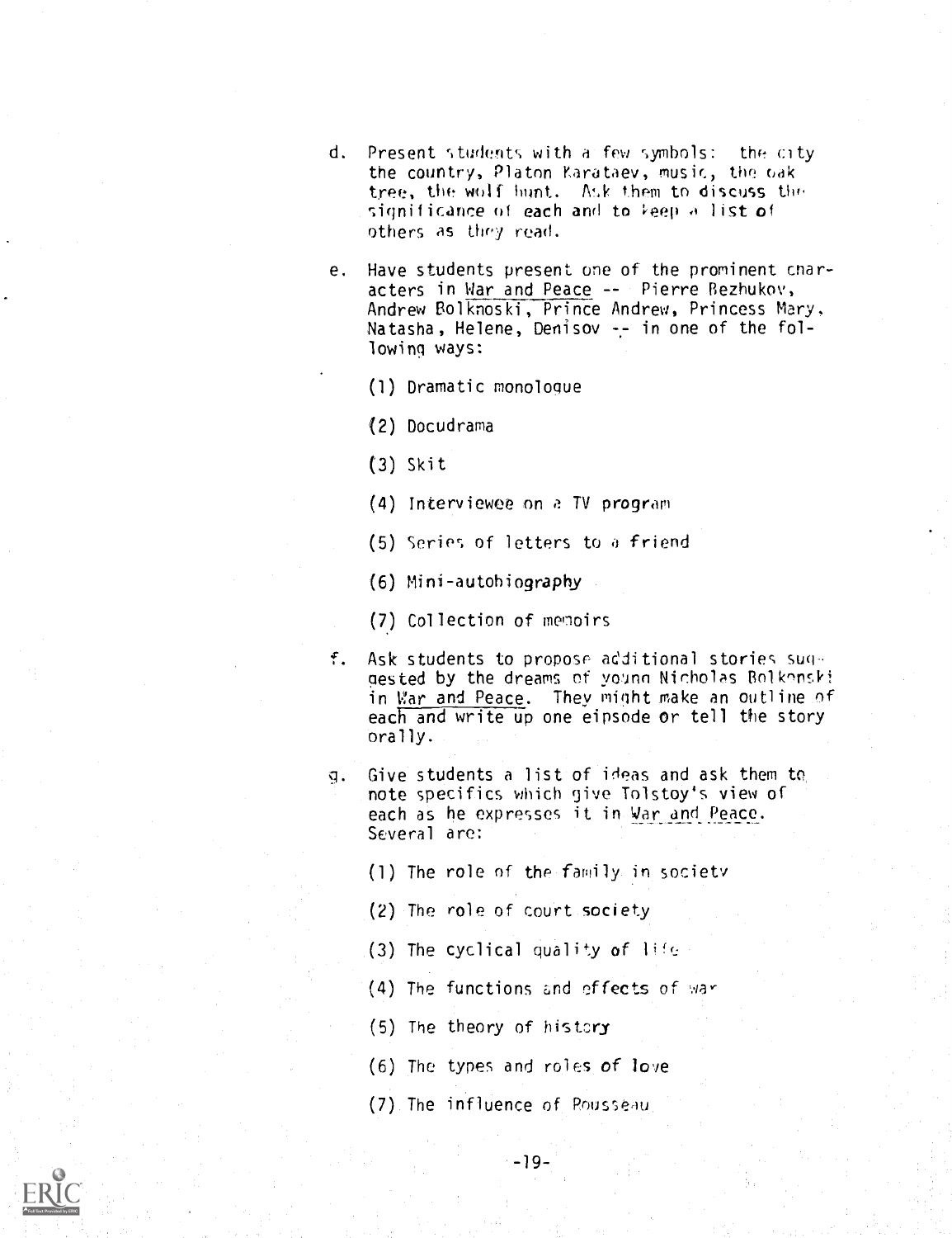d. Present students with a few symbols: the city the country, Platon Karataev, music, the oak tree, the wolf hunt. Ask them to discuss the significance of each and to keep a list of others as they read.

e. Have students present one of the prominent characters in War and Peace -- Pierre Bezhukov, Andrew Bolknoski, Prince Andrew, Princess Mary, Natasha, Helene, Denisov -- in one of the following ways:

   (1) Dramatic monologue

   (2) Docudrama

   (3) Skit

   (4) Interviewee on a TV program

   (5) Series of letters to a friend

   (6) Mini-autobiography

   (7) Collection of memoirs

f. Ask students to propose additional stories suggested by the dreams of young Nicholas Bolkonski in War and Peace. They might make an outline of each and write up one eipsode or tell the story orally.

g. Give students a list of ideas and ask them to note specifics which give Tolstoy's view of each as he expresses it in War and Peace. Several are:

   (1) The role of the family in society

   (2) The role of court society

   (3) The cyclical quality of life

   (4) The functions and effects of war

   (5) The theory of history

   (6) The types and roles of love

   (7) The influence of Rousseau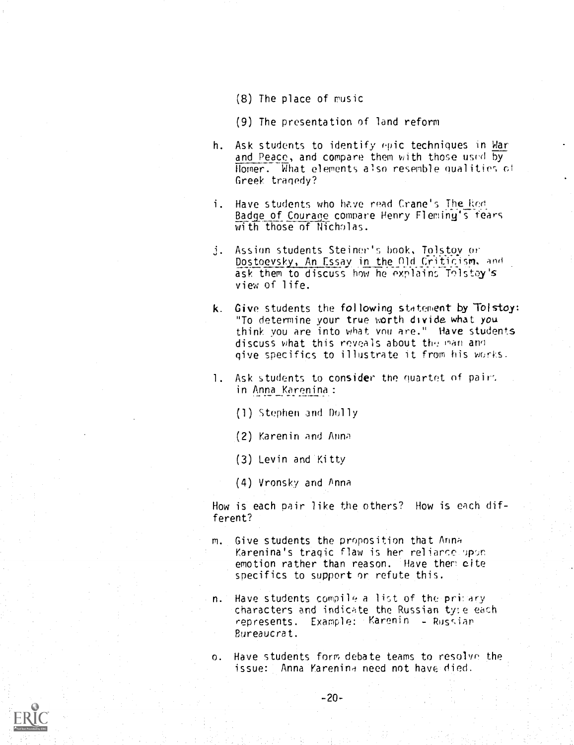(8) The place of music

(9) The presentation of land reform

h. Ask students to identify epic techniques in War and Peace, and compare them with those used by Homer. What elements also resemble qualities of Greek tragedy?

i. Have students who have read Crane's The Red Badge of Courage compare Henry Fleming's fears with those of Nicholas.

j. Assign students Steiner's book, Tolstoy or Dostoevsky, An Essay in the Old Criticism, and ask them to discuss how he explains Tolstoy's view of life.

k. Give students the following statement by Tolstoy: "To determine your true worth divide what you think you are into what you are." Have students discuss what this reveals about the man and give specifics to illustrate it from his works.

l. Ask students to consider the quartet of pairs in Anna Karenina:

(1) Stephen and Dolly

(2) Karenin and Anna

(3) Levin and Kitty

(4) Vronsky and Anna

How is each pair like the others? How is each different?

m. Give students the proposition that Anna Karenina's tragic flaw is her reliance upon emotion rather than reason. Have them cite specifics to support or refute this.

n. Have students compile a list of the primary characters and indicate the Russian type each represents. Example: Karenin - Russian Bureaucrat.

o. Have students form debate teams to resolve the issue: Anna Karenina need not have died.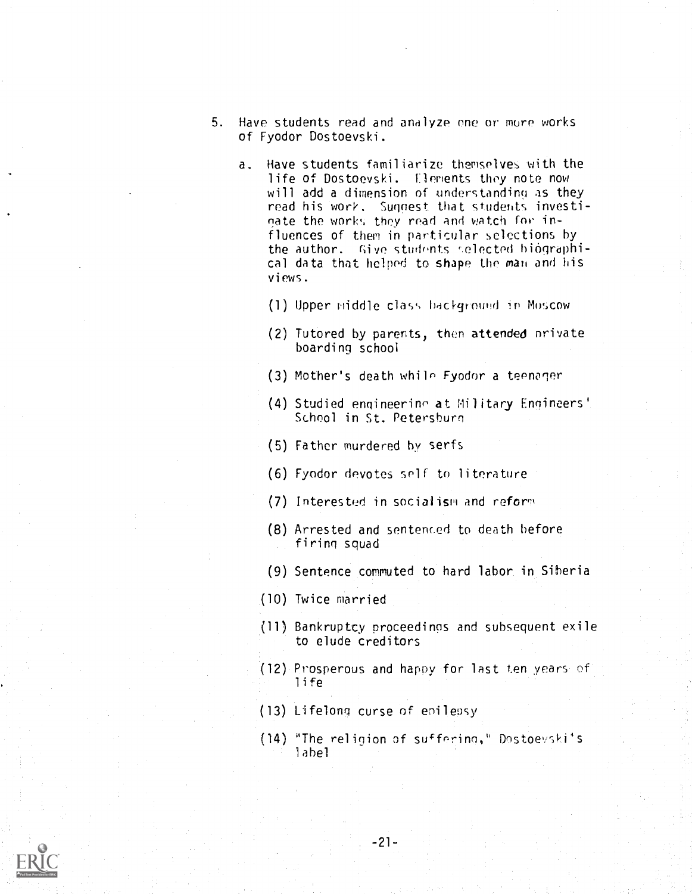5. Have students read and analyze one or more works of Fyodor Dostoevski.

   a. Have students familiarize themselves with the life of Dostoevski. Elements they note now will add a dimension of understanding as they read his work. Suggest that students investigate the works they read and watch for influences of them in particular selections by the author. Give students selected biographical data that helped to shape the man and his views.

      (1) Upper middle class background in Moscow

      (2) Tutored by parents, then attended private boarding school

      (3) Mother's death while Fyodor a teenager

      (4) Studied engineering at Military Engineers' School in St. Petersburg

      (5) Father murdered by serfs

      (6) Fyodor devotes self to literature

      (7) Interested in socialism and reform

      (8) Arrested and sentenced to death before firing squad

      (9) Sentence commuted to hard labor in Siberia

      (10) Twice married

      (11) Bankruptcy proceedings and subsequent exile to elude creditors

      (12) Prosperous and happy for last ten years of life

      (13) Lifelong curse of epilepsy

      (14) "The religion of suffering," Dostoevski's label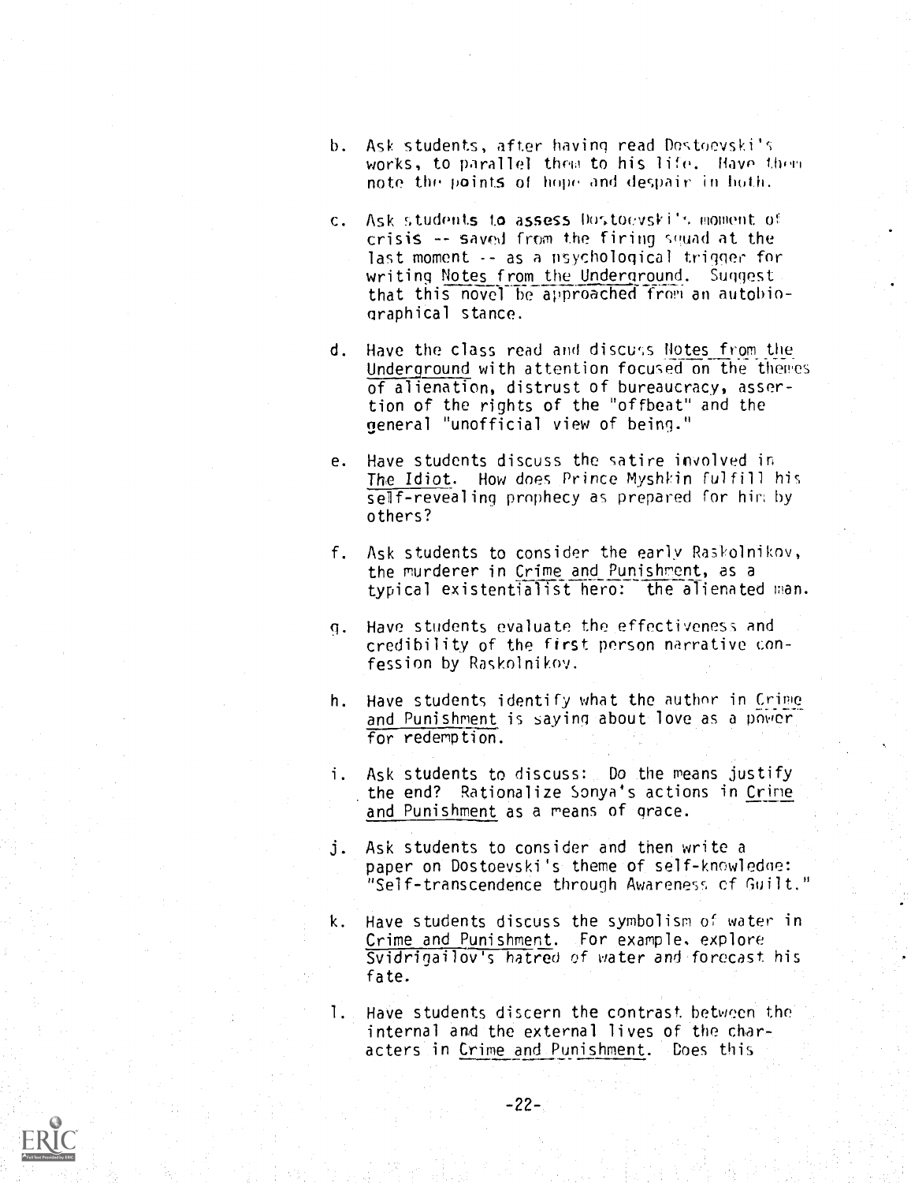b. Ask students, after having read Dostoevski's works, to parallel them to his life. Have them note the points of hope and despair in both.

c. Ask students to assess Dostoevski's moment of crisis -- saved from the firing squad at the last moment -- as a psychological trigger for writing Notes from the Underground. Suggest that this novel be approached from an autobiographical stance.

d. Have the class read and discuss Notes from the Underground with attention focused on the themes of alienation, distrust of bureaucracy, assertion of the rights of the "offbeat" and the general "unofficial view of being."

e. Have students discuss the satire involved in The Idiot. How does Prince Myshkin fulfill his self-revealing prophecy as prepared for him by others?

f. Ask students to consider the early Raskolnikov, the murderer in Crime and Punishment, as a typical existentialist hero: the alienated man.

g. Have students evaluate the effectiveness and credibility of the first person narrative confession by Raskolnikov.

h. Have students identify what the author in Crime and Punishment is saying about love as a power for redemption.

i. Ask students to discuss: Do the means justify the end? Rationalize Sonya's actions in Crime and Punishment as a means of grace.

j. Ask students to consider and then write a paper on Dostoevski's theme of self-knowledge: "Self-transcendence through Awareness of Guilt."

k. Have students discuss the symbolism of water in Crime and Punishment. For example, explore Svidrigailov's hatred of water and forecast his fate.

l. Have students discern the contrast between the internal and the external lives of the characters in Crime and Punishment. Does this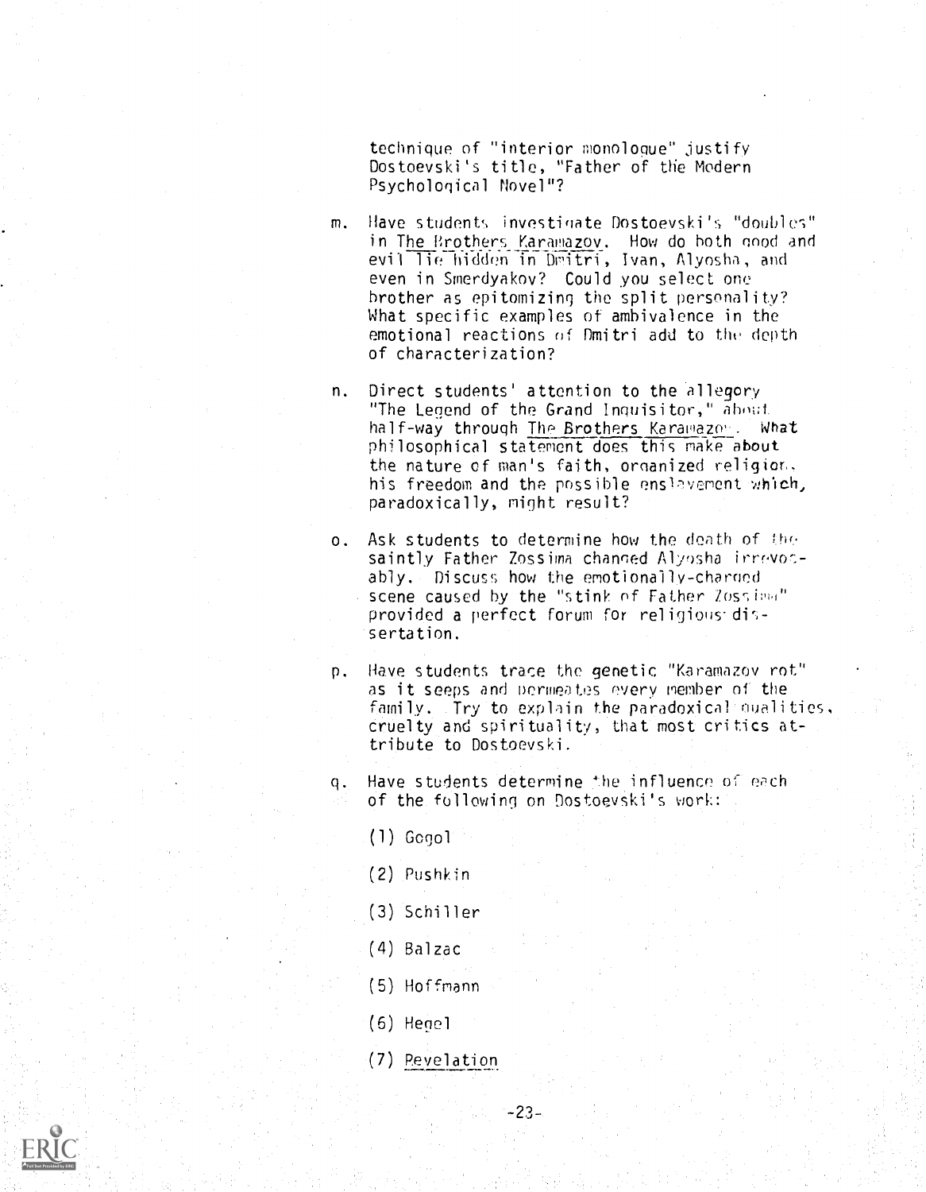technique of "interior monologue" justify Dostoevski's title, "Father of the Modern Psychological Novel"?

m. Have students investigate Dostoevski's "doubles" in The Brothers Karamazov. How do both good and evil lie hidden in Dmitri, Ivan, Alyosha, and even in Smerdyakov? Could you select one brother as epitomizing the split personality? What specific examples of ambivalence in the emotional reactions of Dmitri add to the depth of characterization?

n. Direct students' attention to the allegory "The Legend of the Grand Inquisitor," about half-way through The Brothers Karamazov. What philosophical statement does this make about the nature of man's faith, organized religion, his freedom and the possible enslavement which, paradoxically, might result?

o. Ask students to determine how the death of the saintly Father Zossima changed Alyosha irrevocably. Discuss how the emotionally-charged scene caused by the "stink of Father Zossima" provided a perfect forum for religious dissertation.

p. Have students trace the genetic "Karamazov rot" as it seeps and permeates every member of the family. Try to explain the paradoxical qualities, cruelty and spirituality, that most critics attribute to Dostoevski.

q. Have students determine the influence of each of the following on Dostoevski's work:

   (1) Gogol

   (2) Pushkin

   (3) Schiller

   (4) Balzac

   (5) Hoffmann

   (6) Hegel

   (7) Revelation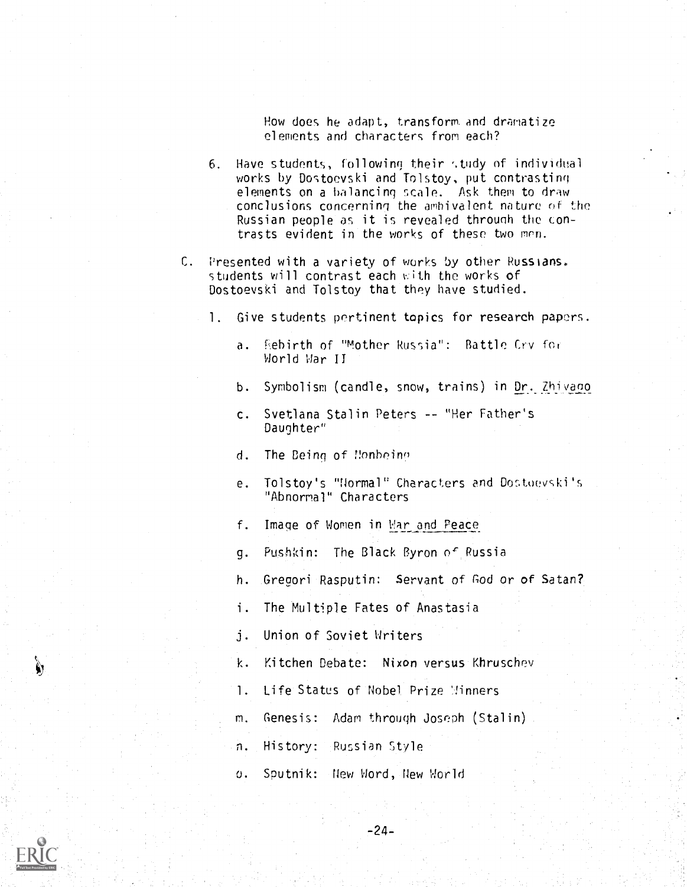How does he adapt, transform and dramatize elements and characters from each?

6. Have students, following their study of individual works by Dostoevski and Tolstoy, put contrasting elements on a balancing scale. Ask them to draw conclusions concerning the ambivalent nature of the Russian people as it is revealed through the contrasts evident in the works of these two men.

C. Presented with a variety of works by other Russians, students will contrast each with the works of Dostoevski and Tolstoy that they have studied.

   1. Give students pertinent topics for research papers.

      a. Rebirth of "Mother Russia": Battle Cry for World War II

      b. Symbolism (candle, snow, trains) in Dr. Zhivago

      c. Svetlana Stalin Peters -- "Her Father's Daughter"

      d. The Being of Nonbeing

      e. Tolstoy's "Normal" Characters and Dostoevski's "Abnormal" Characters

      f. Image of Women in War and Peace

      g. Pushkin: The Black Byron of Russia

      h. Gregori Rasputin: Servant of God or of Satan?

      i. The Multiple Fates of Anastasia

      j. Union of Soviet Writers

      k. Kitchen Debate: Nixon versus Khruschev

      l. Life Status of Nobel Prize Winners

      m. Genesis: Adam through Joseph (Stalin)

      n. History: Russian Style

      o. Sputnik: New Word, New World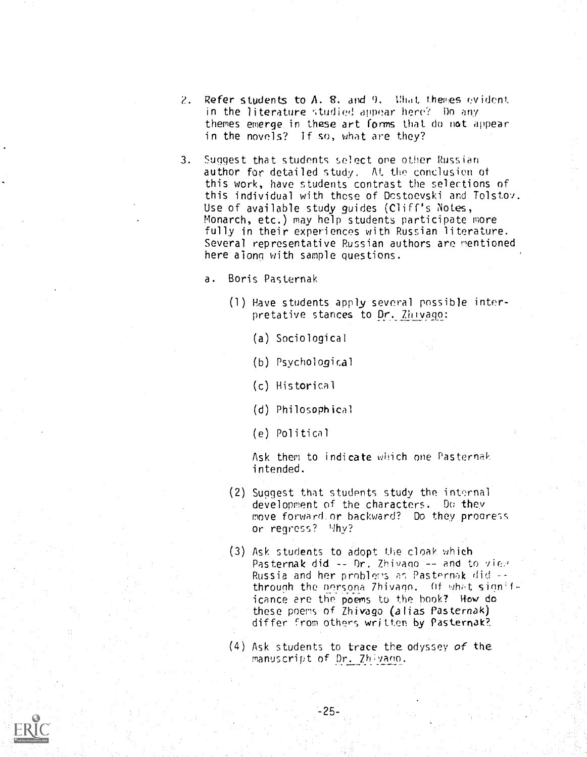2. Refer students to A. 8. and 9. What themes evident in the literature studied appear here? Do any themes emerge in these art forms that do not appear in the novels? If so, what are they?

3. Suggest that students select one other Russian author for detailed study. At the conclusion of this work, have students contrast the selections of this individual with those of Dostoevski and Tolstoy. Use of available study guides (Cliff's Notes, Monarch, etc.) may help students participate more fully in their experiences with Russian literature. Several representative Russian authors are mentioned here along with sample questions.

   a. Boris Pasternak

      (1) Have students apply several possible interpretative stances to Dr. Zhivago:

         (a) Sociological

         (b) Psychological

         (c) Historical

         (d) Philosophical

         (e) Political

         Ask them to indicate which one Pasternak intended.

      (2) Suggest that students study the internal development of the characters. Do they move forward or backward? Do they progress or regress? Why?

      (3) Ask students to adopt the cloak which Pasternak did -- Dr. Zhivago -- and to view Russia and her problems as Pasternak did -- through the persona Zhivago. Of what significance are the poems to the book? How do these poems of Zhivago (alias Pasternak) differ from others written by Pasternak?

      (4) Ask students to trace the odyssey of the manuscript of Dr. Zhivago.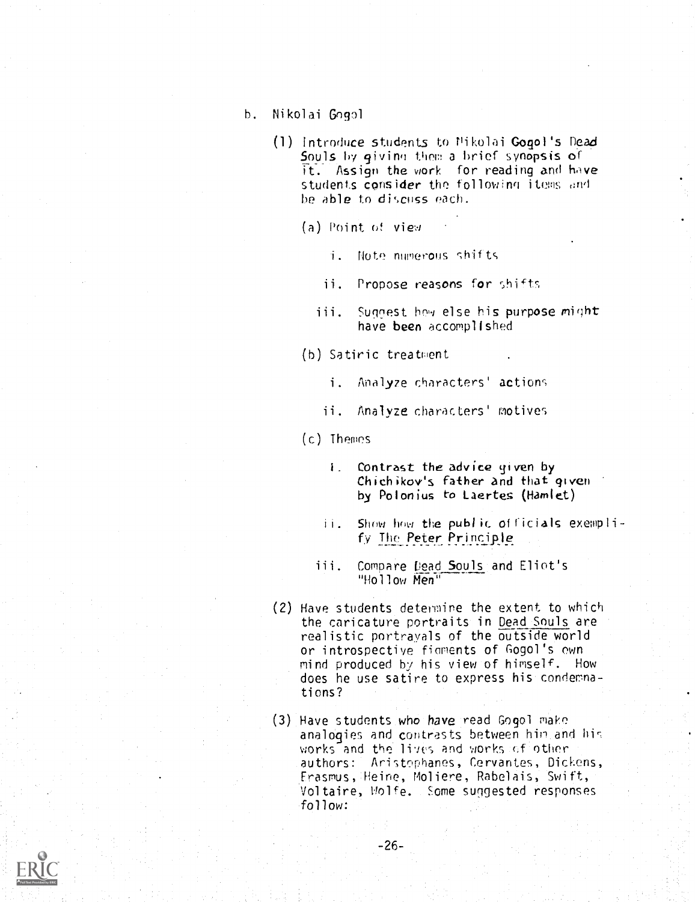b. Nikolai Gogol

(1) Introduce students to Nikolai Gogol's Dead Souls by giving them a brief synopsis of it. Assign the work for reading and have students consider the following items and be able to discuss each.

(a) Point of view

i. Note numerous shifts

ii. Propose reasons for shifts

iii. Suggest how else his purpose might have been accomplished

(b) Satiric treatment

i. Analyze characters' actions

ii. Analyze characters' motives

(c) Themes

i. Contrast the advice given by Chichikov's father and that given by Polonius to Laertes (Hamlet)

ii. Show how the public officials exemplify The Peter Principle

iii. Compare Dead Souls and Eliot's "Hollow Men"

(2) Have students determine the extent to which the caricature portraits in Dead Souls are realistic portrayals of the outside world or introspective figments of Gogol's own mind produced by his view of himself. How does he use satire to express his condemnations?

(3) Have students who have read Gogol make analogies and contrasts between him and his works and the lives and works of other authors: Aristophanes, Cervantes, Dickens, Erasmus, Heine, Moliere, Rabelais, Swift, Voltaire, Wolfe. Some suggested responses follow: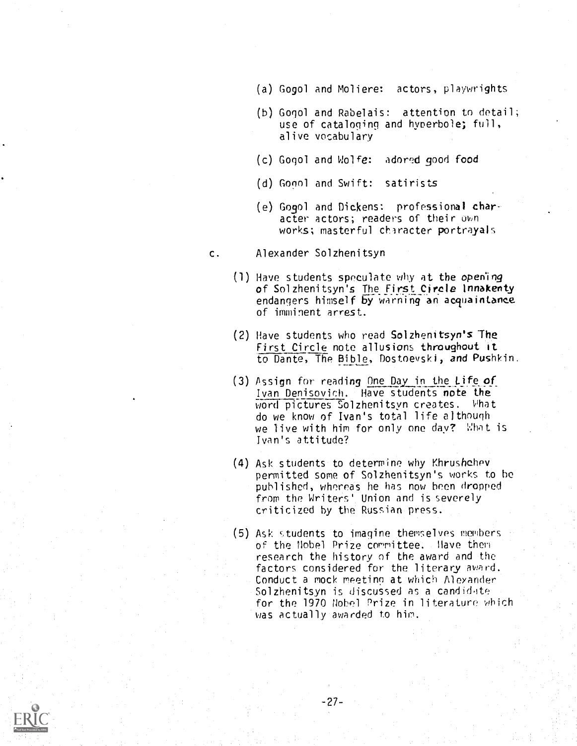(a) Gogol and Moliere: actors, playwrights

(b) Gogol and Rabelais: attention to detail; use of cataloging and hyperbole; full, alive vocabulary

(c) Gogol and Wolfe: adored good food

(d) Gogol and Swift: satirists

(e) Gogol and Dickens: professional character actors; readers of their own works; masterful character portrayals

c. Alexander Solzhenitsyn

(1) Have students speculate why at the opening of Solzhenitsyn's The First Circle Innakenty endangers himself by warning an acquaintance of imminent arrest.

(2) Have students who read Solzhenitsyn's The First Circle note allusions throughout it to Dante, The Bible, Dostoevski, and Pushkin.

(3) Assign for reading One Day in the Life of Ivan Denisovich. Have students note the word pictures Solzhenitsyn creates. What do we know of Ivan's total life although we live with him for only one day? What is Ivan's attitude?

(4) Ask students to determine why Khrushchev permitted some of Solzhenitsyn's works to be published, whereas he has now been dropped from the Writers' Union and is severely criticized by the Russian press.

(5) Ask students to imagine themselves members of the Nobel Prize committee. Have them research the history of the award and the factors considered for the literary award. Conduct a mock meeting at which Alexander Solzhenitsyn is discussed as a candidate for the 1970 Nobel Prize in literature which was actually awarded to him.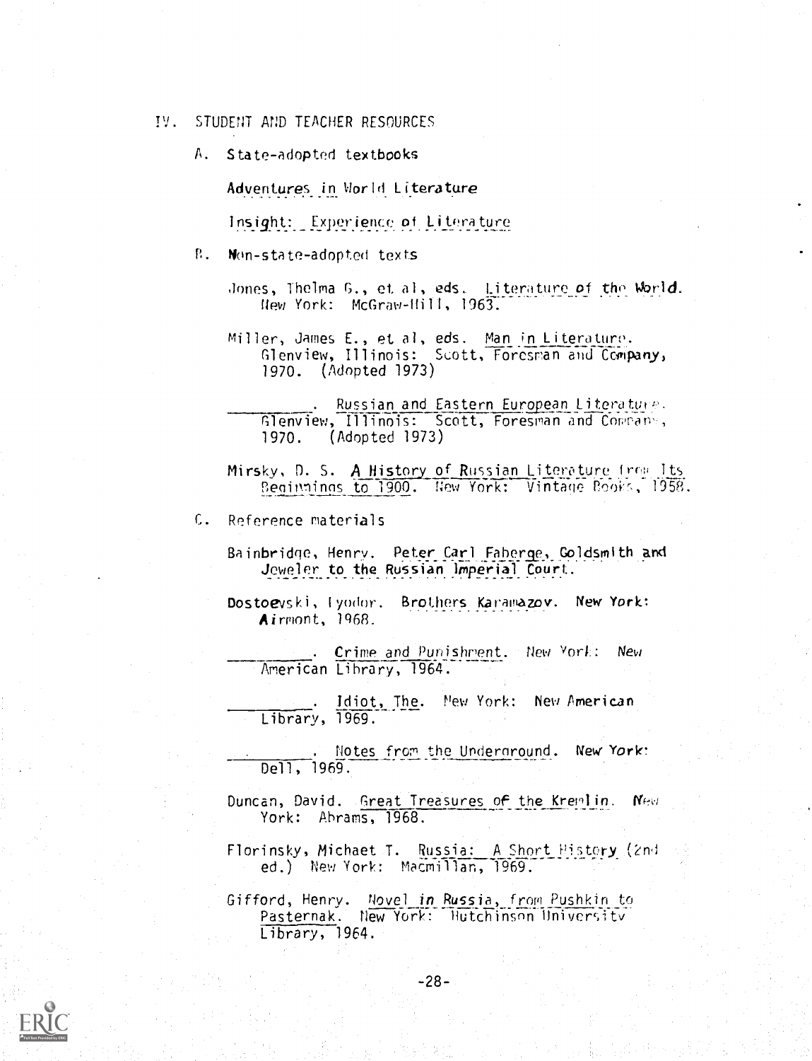## IV. STUDENT AND TEACHER RESOURCES

### A. State-adopted textbooks

Adventures in World Literature

Insight: Experience of Literature

### B. Non-state-adopted texts

Jones, Thelma G., et al, eds. Literature of the World. New York: McGraw-Hill, 1963.

Miller, James E., et al, eds. Man in Literature. Glenview, Illinois: Scott, Foresman and Company, 1970. (Adopted 1973)

__________. Russian and Eastern European Literature. Glenview, Illinois: Scott, Foresman and Company, 1970. (Adopted 1973)

Mirsky, D. S. A History of Russian Literature from Its Beginnings to 1900. New York: Vintage Books, 1958.

### C. Reference materials

Bainbridge, Henry. Peter Carl Faberge, Goldsmith and Jeweler to the Russian Imperial Court.

Dostoevski, Fyodor. Brothers Karamazov. New York: Airmont, 1968.

__________. Crime and Punishment. New York: New American Library, 1964.

__________. Idiot, The. New York: New American Library, 1969.

__________. Notes from the Underground. New York: Dell, 1969.

Duncan, David. Great Treasures of the Kremlin. New York: Abrams, 1968.

Florinsky, Michael T. Russia: A Short History (2nd ed.) New York: Macmillan, 1969.

Gifford, Henry. Novel in Russia, from Pushkin to Pasternak. New York: Hutchinson University Library, 1964.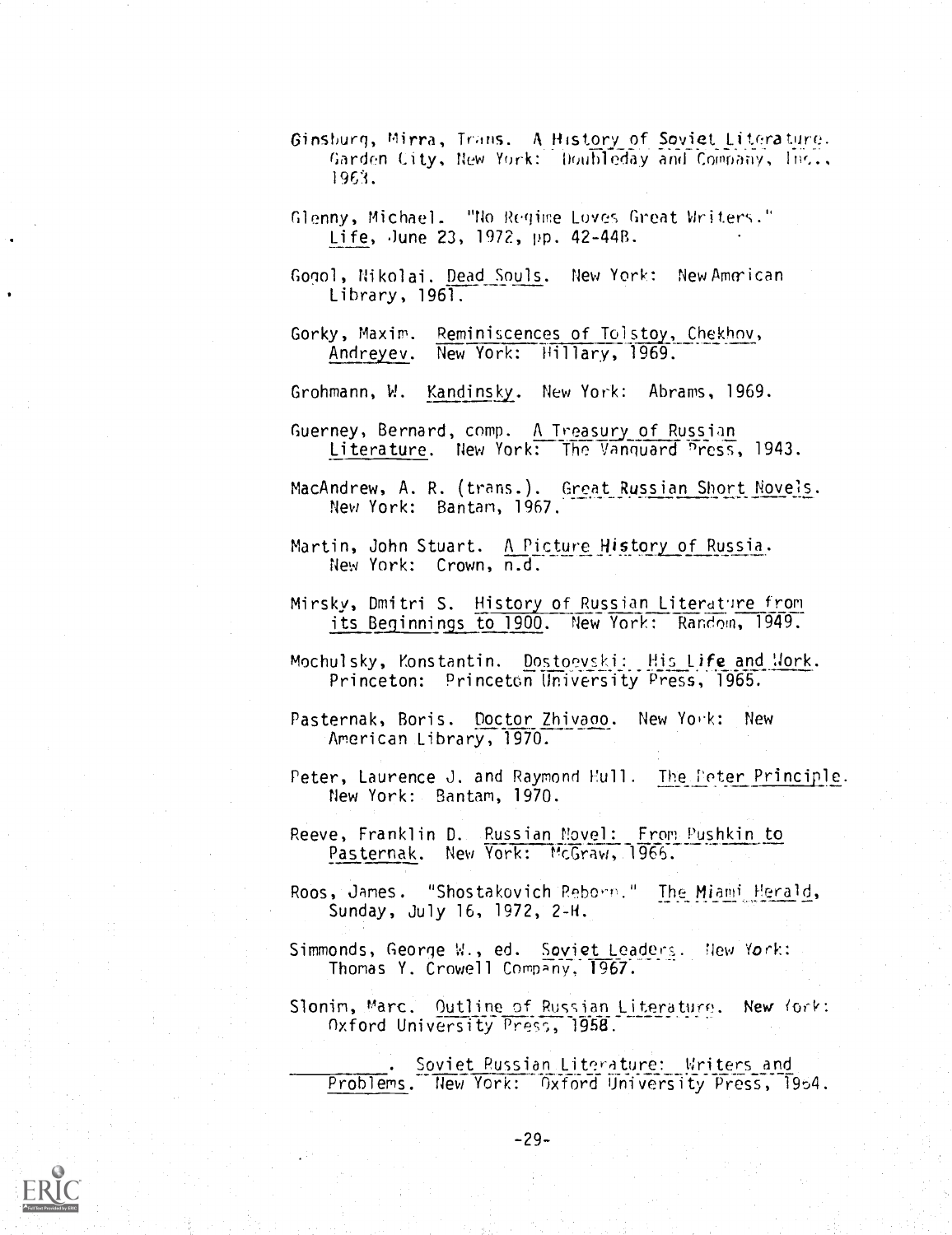Ginsburg, Mirra, Trans. *A History of Soviet Literature*. Garden City, New York: Doubleday and Company, Inc., 1963.

Glenny, Michael. "No Regime Loves Great Writers." *Life*, June 23, 1972, pp. 42-44B.

Gogol, Nikolai. *Dead Souls*. New York: New American Library, 1961.

Gorky, Maxim. *Reminiscences of Tolstoy, Chekhov, Andreyev*. New York: Hillary, 1969.

Grohmann, W. *Kandinsky*. New York: Abrams, 1969.

Guerney, Bernard, comp. *A Treasury of Russian Literature*. New York: The Vanguard Press, 1943.

MacAndrew, A. R. (trans.). *Great Russian Short Novels*. New York: Bantam, 1967.

Martin, John Stuart. *A Picture History of Russia*. New York: Crown, n.d.

Mirsky, Dmitri S. *History of Russian Literature from its Beginnings to 1900*. New York: Random, 1949.

Mochulsky, Konstantin. *Dostoevski: His Life and Work*. Princeton: Princeton University Press, 1965.

Pasternak, Boris. *Doctor Zhivago*. New York: New American Library, 1970.

Peter, Laurence J. and Raymond Hull. *The Peter Principle*. New York: Bantam, 1970.

Reeve, Franklin D. *Russian Novel: From Pushkin to Pasternak*. New York: McGraw, 1966.

Roos, James. "Shostakovich Reborn." *The Miami Herald*, Sunday, July 16, 1972, 2-H.

Simmonds, George W., ed. *Soviet Leaders*. New York: Thomas Y. Crowell Company, 1967.

Slonim, Marc. *Outline of Russian Literature*. New York: Oxford University Press, 1958.

\_\_\_\_\_\_\_\_. *Soviet Russian Literature: Writers and Problems*. New York: Oxford University Press, 1964.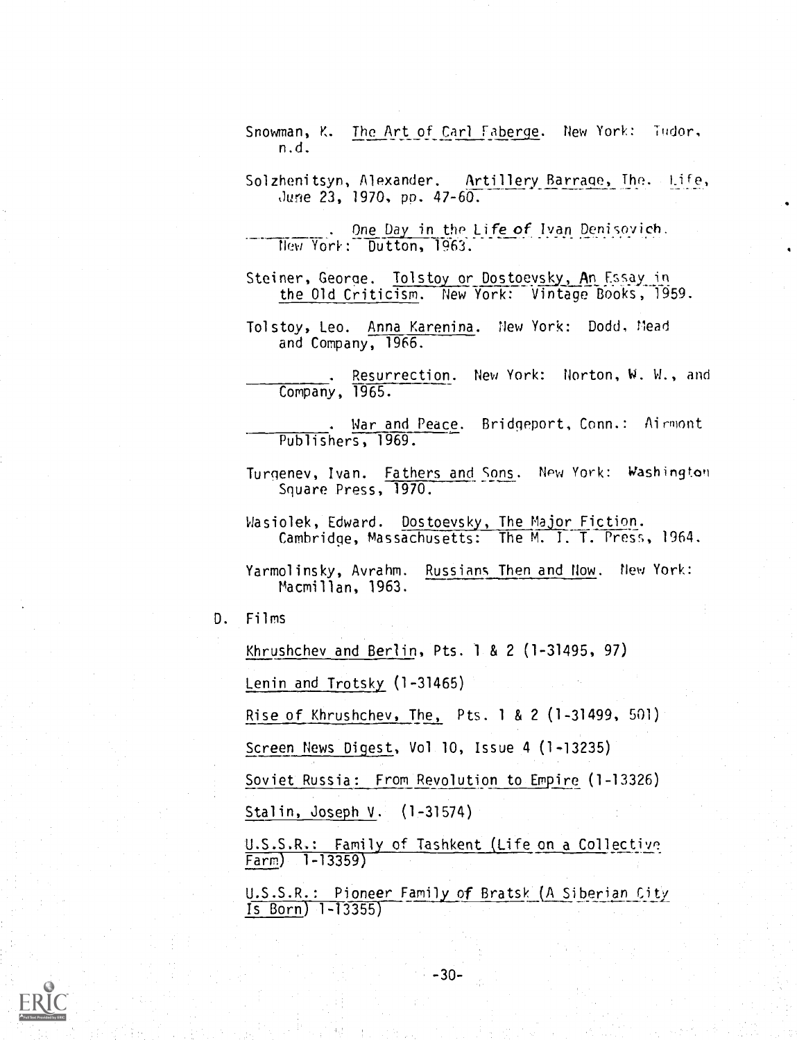Snowman, K. The Art of Carl Faberge. New York: Tudor, n.d.

Solzhenitsyn, Alexander. Artillery Barrage, The. Life, June 23, 1970, pp. 47-60.

________. One Day in the Life of Ivan Denisovich. New York: Dutton, 1963.

Steiner, George. Tolstoy or Dostoevsky, An Essay in the Old Criticism. New York: Vintage Books, 1959.

Tolstoy, Leo. Anna Karenina. New York: Dodd, Mead and Company, 1966.

________. Resurrection. New York: Norton, W. W., and Company, 1965.

________. War and Peace. Bridgeport, Conn.: Airmont Publishers, 1969.

Turgenev, Ivan. Fathers and Sons. New York: Washington Square Press, 1970.

Wasiolek, Edward. Dostoevsky, The Major Fiction. Cambridge, Massachusetts: The M. I. T. Press, 1964.

Yarmolinsky, Avrahm. Russians Then and Now. New York: Macmillan, 1963.

D. Films

Khrushchev and Berlin, Pts. 1 & 2 (1-31495, 97)

Lenin and Trotsky (1-31465)

Rise of Khrushchev, The, Pts. 1 & 2 (1-31499, 501)

Screen News Digest, Vol 10, Issue 4 (1-13235)

Soviet Russia: From Revolution to Empire (1-13326)

Stalin, Joseph V. (1-31574)

U.S.S.R.: Family of Tashkent (Life on a Collective Farm) 1-13359)

U.S.S.R.: Pioneer Family of Bratsk (A Siberian City Is Born) 1-13355)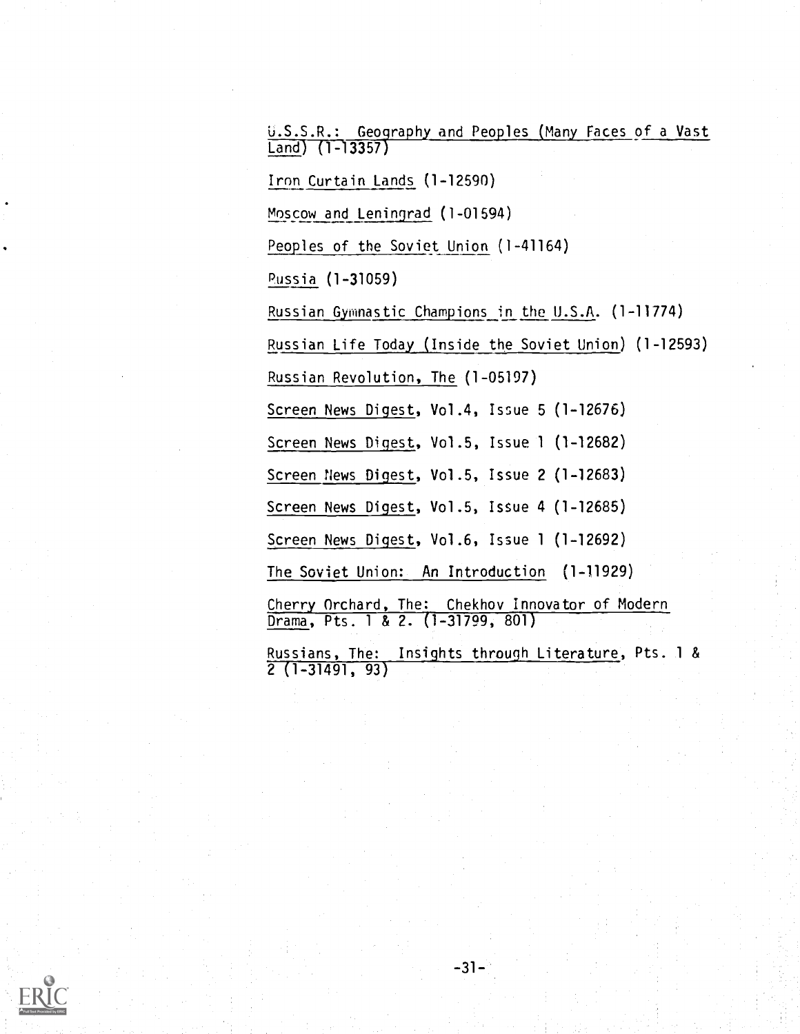U.S.S.R.: Geography and Peoples (Many Faces of a Vast Land) (1-13357)

Iron Curtain Lands (1-12590)

Moscow and Leningrad (1-01594)

Peoples of the Soviet Union (1-41164)

Russia (1-31059)

Russian Gymnastic Champions in the U.S.A. (1-11774)

Russian Life Today (Inside the Soviet Union) (1-12593)

Russian Revolution, The (1-05197)

Screen News Digest, Vol.4, Issue 5 (1-12676)

Screen News Digest, Vol.5, Issue 1 (1-12682)

Screen News Digest, Vol.5, Issue 2 (1-12683)

Screen News Digest, Vol.5, Issue 4 (1-12685)

Screen News Digest, Vol.6, Issue 1 (1-12692)

The Soviet Union: An Introduction (1-11929)

Cherry Orchard, The: Chekhov Innovator of Modern Drama, Pts. 1 & 2. (1-31799, 801)

Russians, The: Insights through Literature, Pts. 1 & 2 (1-31491, 93)